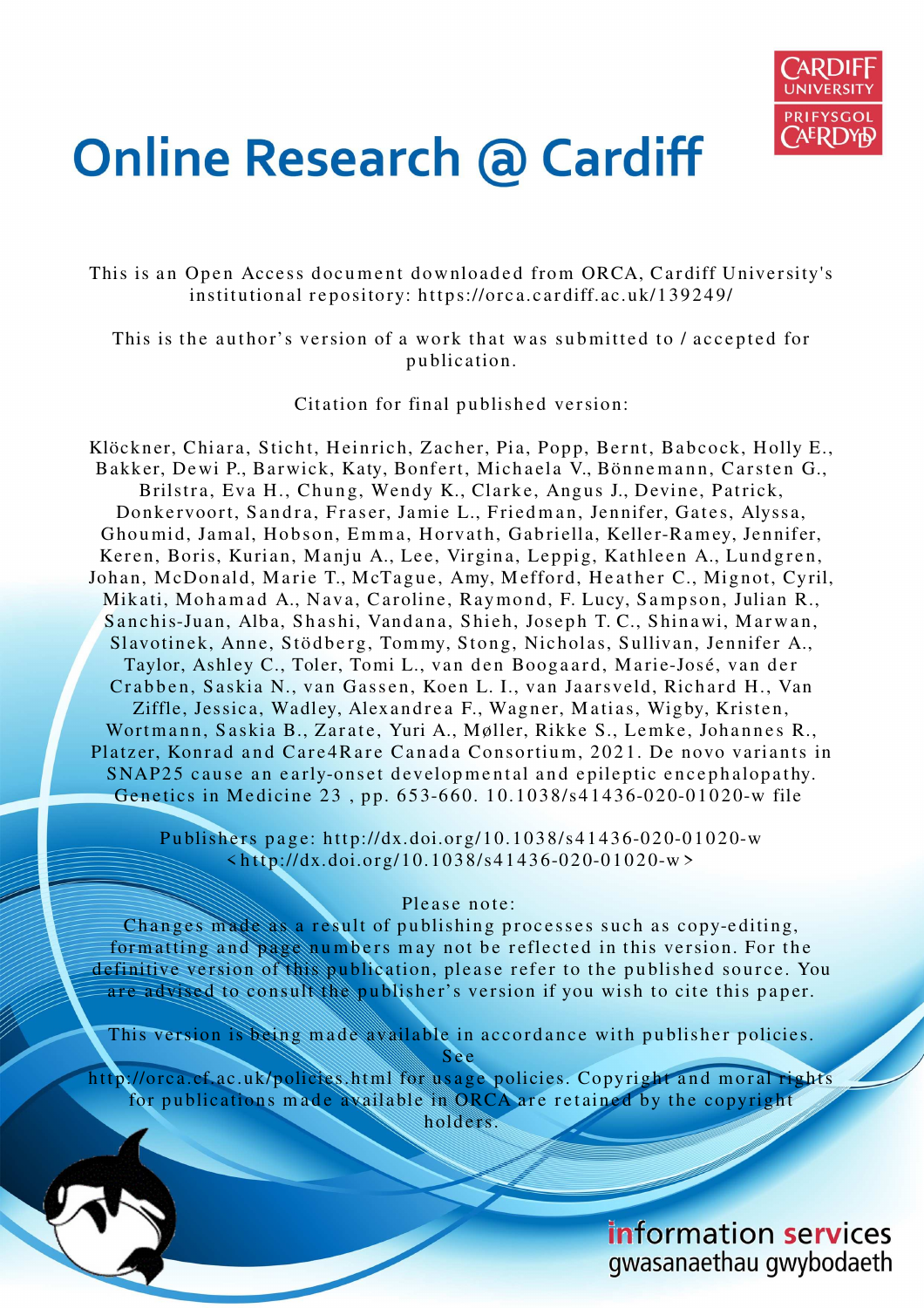# Online Research @ Cardiff

This is an Open Access document downloaded from ORCA, Cardiff University's institutional repository: https://orca.cardiff.ac.uk/139249/

This is the author's version of a work that was submitted to / accepted for publication.

Citation for final published version:

Klöckner, Chiara, Sticht, Heinrich, Zacher, Pia, Popp, Bernt, Babcock, Holly E., Bakker, Dewi P., Barwick, Katy, Bonfert, Michaela V., Bönnemann, Carsten G., Brilstra, Eva H., Chung, Wendy K., Clarke, Angus J., Devine, Patrick, Donkervoort, Sandra, Fraser, Jamie L., Friedman, Jennifer, Gates, Alyssa, Ghoumid, Jamal, Hobson, Emma, Horvath, Gabriella, Keller-Ramey, Jennifer, Keren, Boris, Kurian, Manju A., Lee, Virgina, Leppig, Kathleen A., Lundgren, Johan, McDonald, Marie T., McTague, Amy, Mefford, Heather C., Mignot, Cyril, Mikati, Mohamad A., Nava, Caroline, Raymond, F. Lucy, Sampson, Julian R., Sanchis-Juan, Alba, Shashi, Vandana, Shieh, Joseph T. C., Shinawi, Marwan, Slavotinek, Anne, Stödberg, Tommy, Stong, Nicholas, Sullivan, Jennifer A., Taylor, Ashley C., Toler, Tomi L., van den Boogaard, Marie-José, van der Crabben, Saskia N., van Gassen, Koen L. I., van Jaarsveld, Richard H., Van Ziffle, Jessica, Wadley, Alexandrea F., Wagner, Matias, Wigby, Kristen, Wortmann, Saskia B., Zarate, Yuri A., Møller, Rikke S., Lemke, Johannes R., Platzer, Konrad and Care4Rare Canada Consortium, 2021. De novo variants in SNAP25 cause an early-onset developmental and epileptic encephalopathy. Genetics in Medicine 23 , pp. 653-660. 10.1038/s41436-020-01020-w file

Publishers page: http://dx.doi.org/10.1038/s41436-020-01020-w <http://dx.doi.org/10.1038/s41436-020-01020-w>

Please note:
Changes made as a result of publishing processes such as copy-editing, formatting and page numbers may not be reflected in this version. For the definitive version of this publication, please refer to the published source. You are advised to consult the publisher's version if you wish to cite this paper.

This version is being made available in accordance with publisher policies. See http://orca.cf.ac.uk/policies.html for usage policies. Copyright and moral rights for publications made available in ORCA are retained by the copyright holders.

information services
gwasanaethau gwybodaeth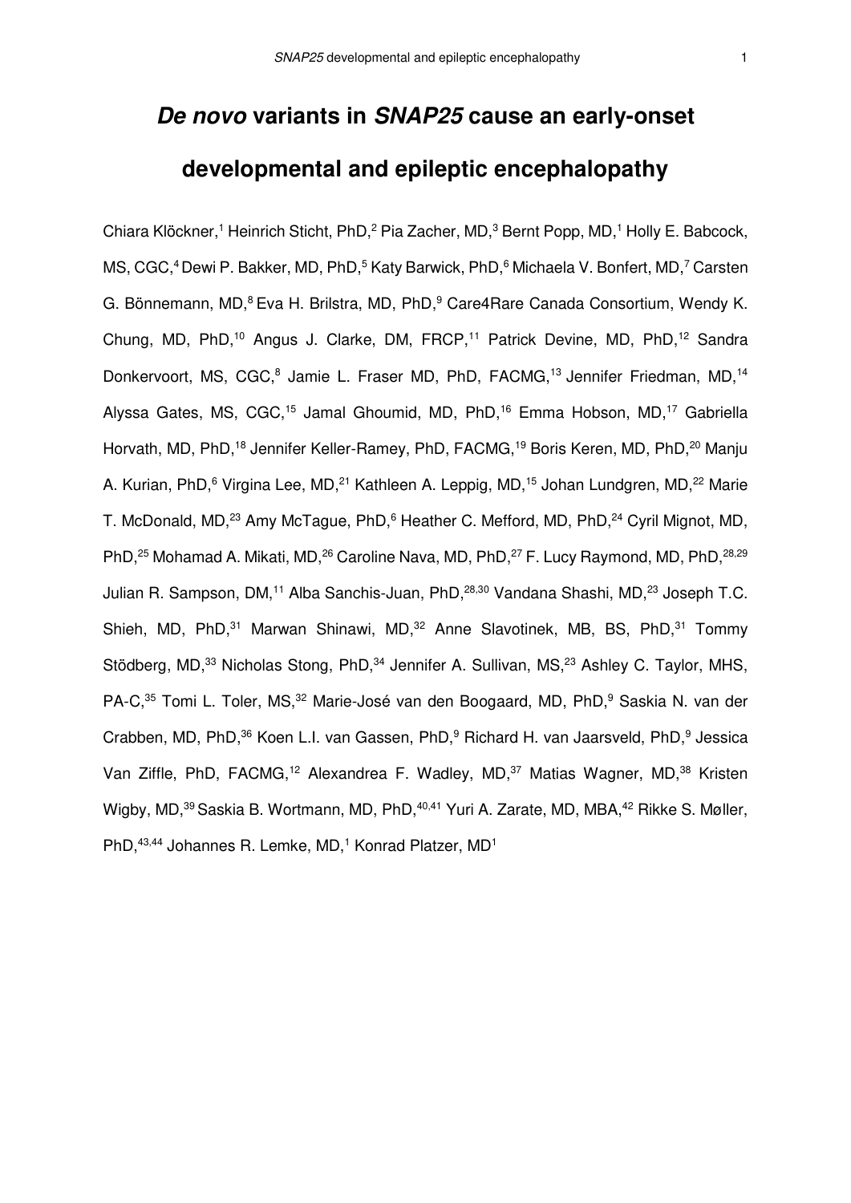# *De novo* variants in *SNAP25* cause an early-onset developmental and epileptic encephalopathy

Chiara Klöckner,[1] Heinrich Sticht, PhD,[2] Pia Zacher, MD,[3] Bernt Popp, MD,[1] Holly E. Babcock, MS, CGC,[4] Dewi P. Bakker, MD, PhD,[5] Katy Barwick, PhD,[6] Michaela V. Bonfert, MD,[7] Carsten G. Bönnemann, MD,[8] Eva H. Brilstra, MD, PhD,[9] Care4Rare Canada Consortium, Wendy K. Chung, MD, PhD,[10] Angus J. Clarke, DM, FRCP,[11] Patrick Devine, MD, PhD,[12] Sandra Donkervoort, MS, CGC,[8] Jamie L. Fraser MD, PhD, FACMG,[13] Jennifer Friedman, MD,[14] Alyssa Gates, MS, CGC,[15] Jamal Ghoumid, MD, PhD,[16] Emma Hobson, MD,[17] Gabriella Horvath, MD, PhD,[18] Jennifer Keller-Ramey, PhD, FACMG,[19] Boris Keren, MD, PhD,[20] Manju A. Kurian, PhD,[6] Virgina Lee, MD,[21] Kathleen A. Leppig, MD,[15] Johan Lundgren, MD,[22] Marie T. McDonald, MD,[23] Amy McTague, PhD,[6] Heather C. Mefford, MD, PhD,[24] Cyril Mignot, MD, PhD,[25] Mohamad A. Mikati, MD,[26] Caroline Nava, MD, PhD,[27] F. Lucy Raymond, MD, PhD,[28,29] Julian R. Sampson, DM,[11] Alba Sanchis-Juan, PhD,[28,30] Vandana Shashi, MD,[23] Joseph T.C. Shieh, MD, PhD,[31] Marwan Shinawi, MD,[32] Anne Slavotinek, MB, BS, PhD,[31] Tommy Stödberg, MD,[33] Nicholas Stong, PhD,[34] Jennifer A. Sullivan, MS,[23] Ashley C. Taylor, MHS, PA-C,[35] Tomi L. Toler, MS,[32] Marie-José van den Boogaard, MD, PhD,[9] Saskia N. van der Crabben, MD, PhD,[36] Koen L.I. van Gassen, PhD,[9] Richard H. van Jaarsveld, PhD,[9] Jessica Van Ziffle, PhD, FACMG,[12] Alexandrea F. Wadley, MD,[37] Matias Wagner, MD,[38] Kristen Wigby, MD,[39] Saskia B. Wortmann, MD, PhD,[40,41] Yuri A. Zarate, MD, MBA,[42] Rikke S. Møller, PhD,[43,44] Johannes R. Lemke, MD,[1] Konrad Platzer, MD[1]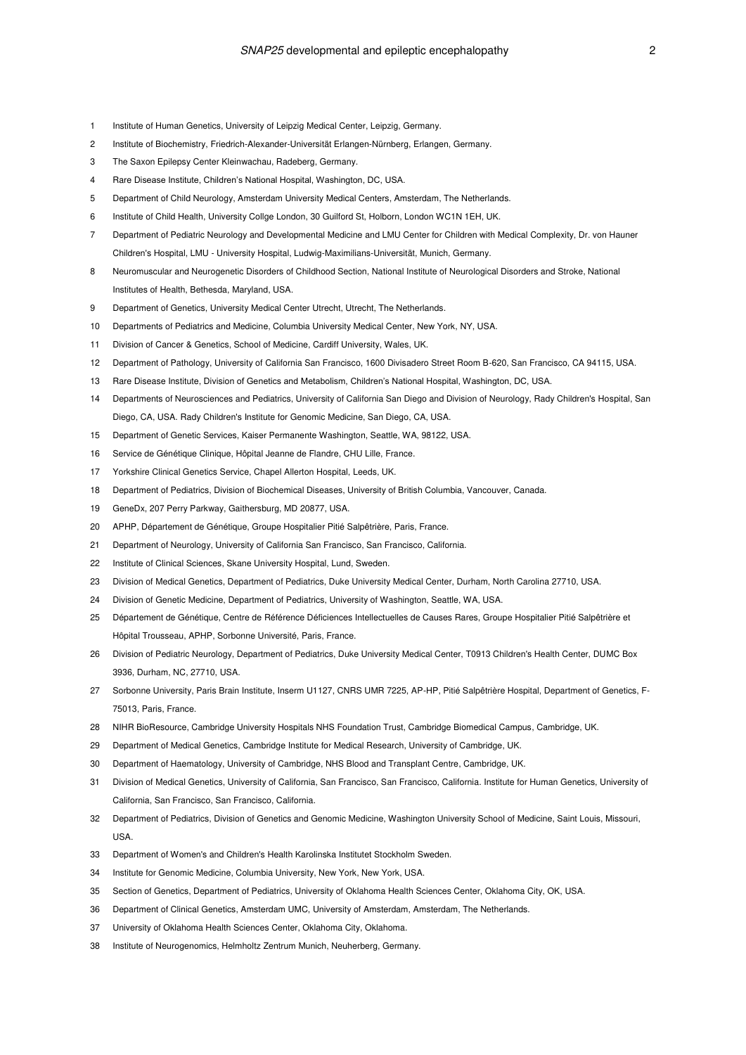1 Institute of Human Genetics, University of Leipzig Medical Center, Leipzig, Germany.

2 Institute of Biochemistry, Friedrich-Alexander-Universität Erlangen-Nürnberg, Erlangen, Germany.

3 The Saxon Epilepsy Center Kleinwachau, Radeberg, Germany.

4 Rare Disease Institute, Children's National Hospital, Washington, DC, USA.

5 Department of Child Neurology, Amsterdam University Medical Centers, Amsterdam, The Netherlands.

6 Institute of Child Health, University Collge London, 30 Guilford St, Holborn, London WC1N 1EH, UK.

7 Department of Pediatric Neurology and Developmental Medicine and LMU Center for Children with Medical Complexity, Dr. von Hauner Children's Hospital, LMU - University Hospital, Ludwig-Maximilians-Universität, Munich, Germany.

8 Neuromuscular and Neurogenetic Disorders of Childhood Section, National Institute of Neurological Disorders and Stroke, National Institutes of Health, Bethesda, Maryland, USA.

9 Department of Genetics, University Medical Center Utrecht, Utrecht, The Netherlands.

10 Departments of Pediatrics and Medicine, Columbia University Medical Center, New York, NY, USA.

11 Division of Cancer & Genetics, School of Medicine, Cardiff University, Wales, UK.

12 Department of Pathology, University of California San Francisco, 1600 Divisadero Street Room B-620, San Francisco, CA 94115, USA.

13 Rare Disease Institute, Division of Genetics and Metabolism, Children's National Hospital, Washington, DC, USA.

14 Departments of Neurosciences and Pediatrics, University of California San Diego and Division of Neurology, Rady Children's Hospital, San Diego, CA, USA. Rady Children's Institute for Genomic Medicine, San Diego, CA, USA.

15 Department of Genetic Services, Kaiser Permanente Washington, Seattle, WA, 98122, USA.

16 Service de Génétique Clinique, Hôpital Jeanne de Flandre, CHU Lille, France.

17 Yorkshire Clinical Genetics Service, Chapel Allerton Hospital, Leeds, UK.

18 Department of Pediatrics, Division of Biochemical Diseases, University of British Columbia, Vancouver, Canada.

19 GeneDx, 207 Perry Parkway, Gaithersburg, MD 20877, USA.

20 APHP, Département de Génétique, Groupe Hospitalier Pitié Salpêtrière, Paris, France.

21 Department of Neurology, University of California San Francisco, San Francisco, California.

22 Institute of Clinical Sciences, Skane University Hospital, Lund, Sweden.

23 Division of Medical Genetics, Department of Pediatrics, Duke University Medical Center, Durham, North Carolina 27710, USA.

24 Division of Genetic Medicine, Department of Pediatrics, University of Washington, Seattle, WA, USA.

25 Département de Génétique, Centre de Référence Déficiences Intellectuelles de Causes Rares, Groupe Hospitalier Pitié Salpêtrière et Hôpital Trousseau, APHP, Sorbonne Université, Paris, France.

26 Division of Pediatric Neurology, Department of Pediatrics, Duke University Medical Center, T0913 Children's Health Center, DUMC Box 3936, Durham, NC, 27710, USA.

27 Sorbonne University, Paris Brain Institute, Inserm U1127, CNRS UMR 7225, AP-HP, Pitié Salpêtrière Hospital, Department of Genetics, F-75013, Paris, France.

28 NIHR BioResource, Cambridge University Hospitals NHS Foundation Trust, Cambridge Biomedical Campus, Cambridge, UK.

29 Department of Medical Genetics, Cambridge Institute for Medical Research, University of Cambridge, UK.

30 Department of Haematology, University of Cambridge, NHS Blood and Transplant Centre, Cambridge, UK.

31 Division of Medical Genetics, University of California, San Francisco, San Francisco, California. Institute for Human Genetics, University of California, San Francisco, San Francisco, California.

32 Department of Pediatrics, Division of Genetics and Genomic Medicine, Washington University School of Medicine, Saint Louis, Missouri, USA.

33 Department of Women's and Children's Health Karolinska Institutet Stockholm Sweden.

34 Institute for Genomic Medicine, Columbia University, New York, New York, USA.

35 Section of Genetics, Department of Pediatrics, University of Oklahoma Health Sciences Center, Oklahoma City, OK, USA.

36 Department of Clinical Genetics, Amsterdam UMC, University of Amsterdam, Amsterdam, The Netherlands.

37 University of Oklahoma Health Sciences Center, Oklahoma City, Oklahoma.

38 Institute of Neurogenomics, Helmholtz Zentrum Munich, Neuherberg, Germany.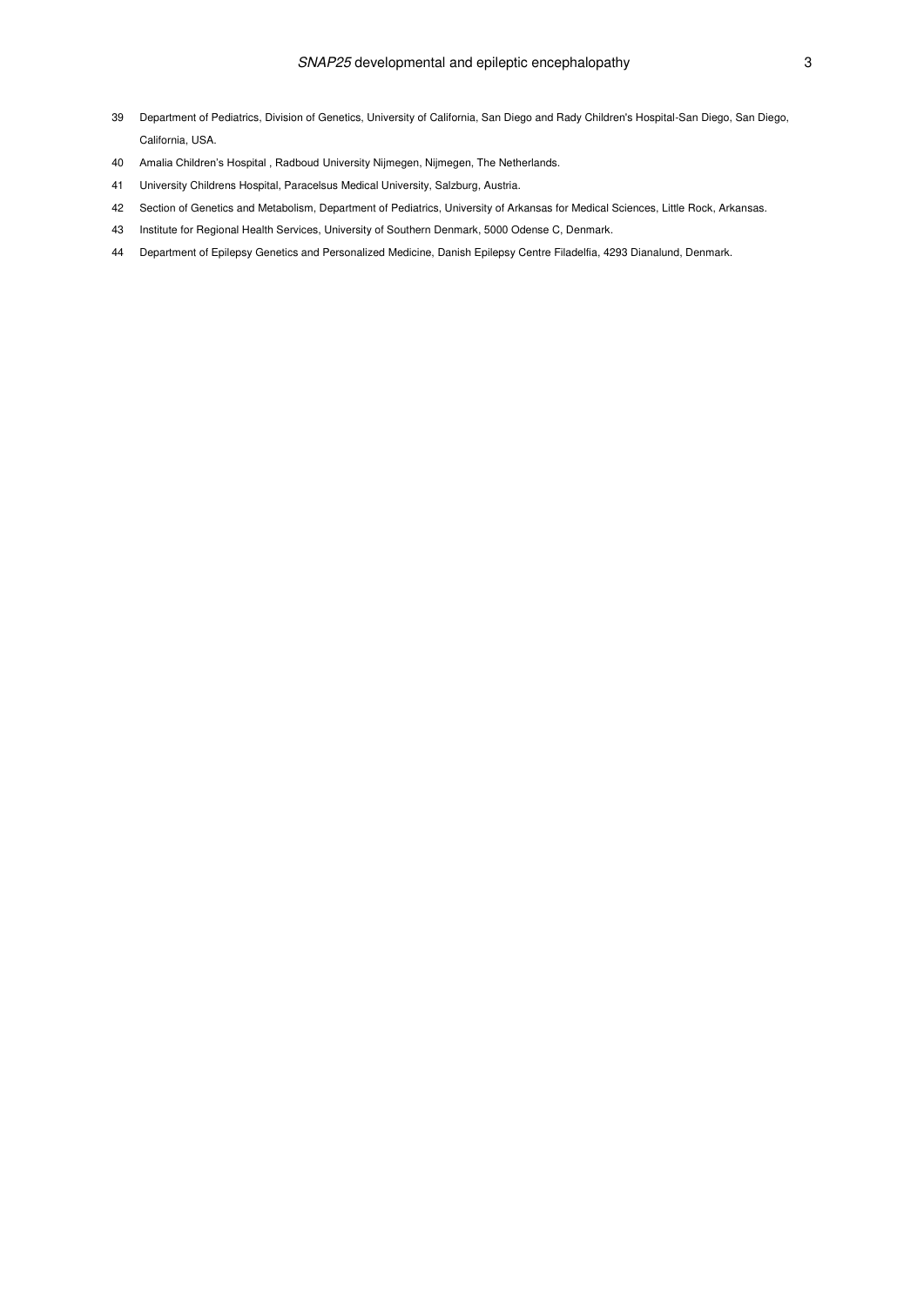39 Department of Pediatrics, Division of Genetics, University of California, San Diego and Rady Children's Hospital-San Diego, San Diego, California, USA.

40 Amalia Children's Hospital , Radboud University Nijmegen, Nijmegen, The Netherlands.

41 University Childrens Hospital, Paracelsus Medical University, Salzburg, Austria.

42 Section of Genetics and Metabolism, Department of Pediatrics, University of Arkansas for Medical Sciences, Little Rock, Arkansas.

43 Institute for Regional Health Services, University of Southern Denmark, 5000 Odense C, Denmark.

44 Department of Epilepsy Genetics and Personalized Medicine, Danish Epilepsy Centre Filadelfia, 4293 Dianalund, Denmark.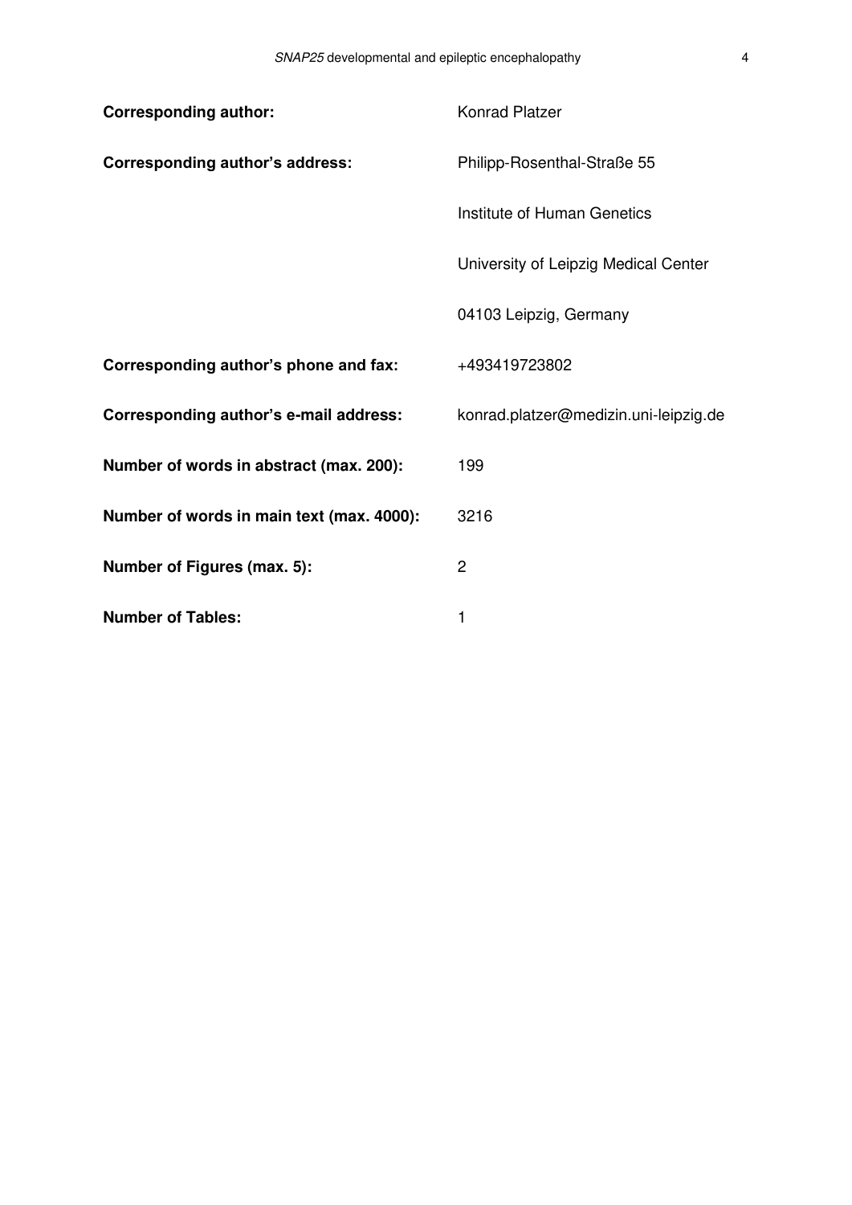| | |
|---|---|
| **Corresponding author:** | Konrad Platzer |
| **Corresponding author's address:** | Philipp-Rosenthal-Straße 55 |
| | Institute of Human Genetics |
| | University of Leipzig Medical Center |
| | 04103 Leipzig, Germany |
| **Corresponding author's phone and fax:** | +493419723802 |
| **Corresponding author's e-mail address:** | konrad.platzer@medizin.uni-leipzig.de |
| **Number of words in abstract (max. 200):** | 199 |
| **Number of words in main text (max. 4000):** | 3216 |
| **Number of Figures (max. 5):** | 2 |
| **Number of Tables:** | 1 |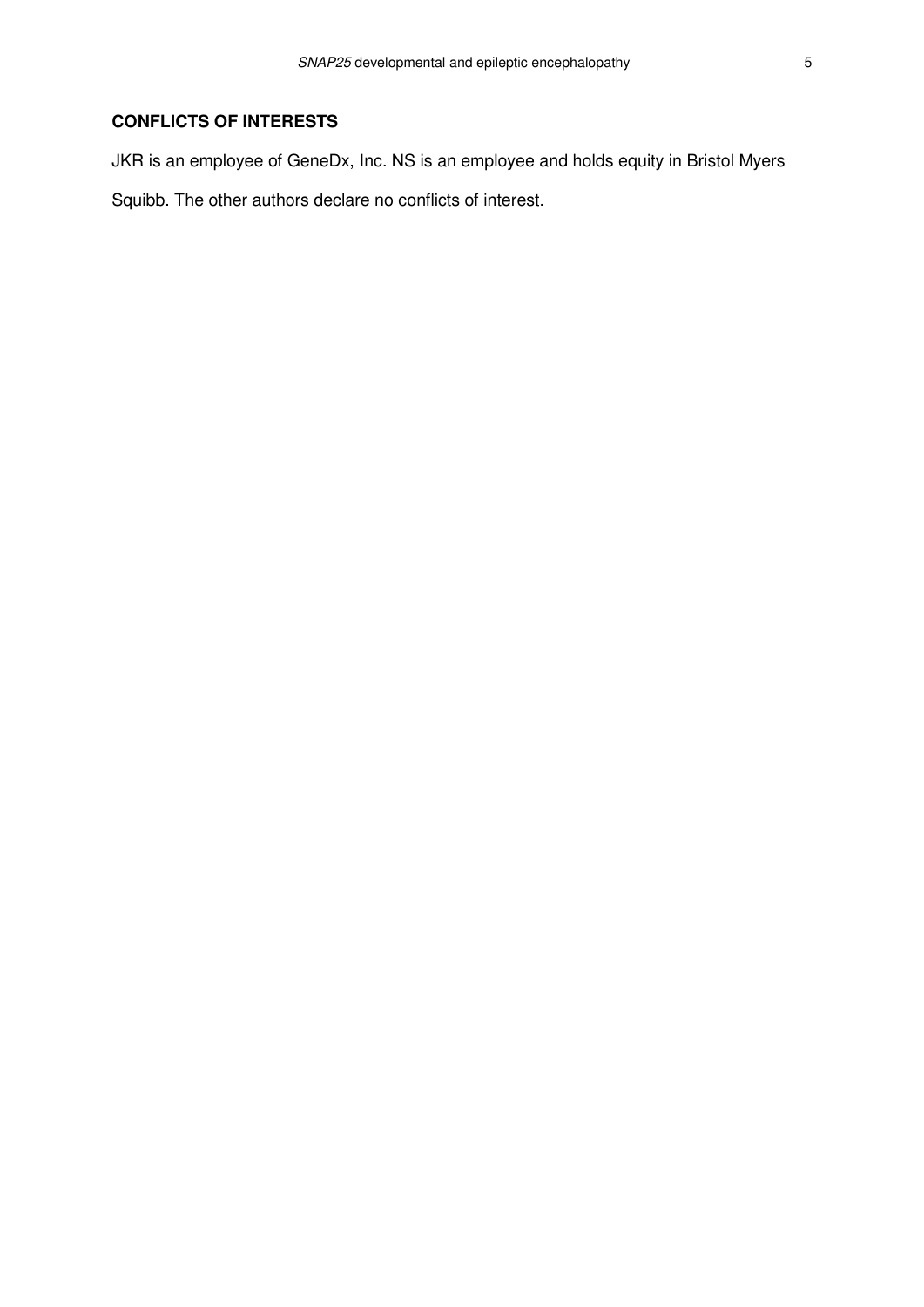## CONFLICTS OF INTERESTS

JKR is an employee of GeneDx, Inc. NS is an employee and holds equity in Bristol Myers Squibb. The other authors declare no conflicts of interest.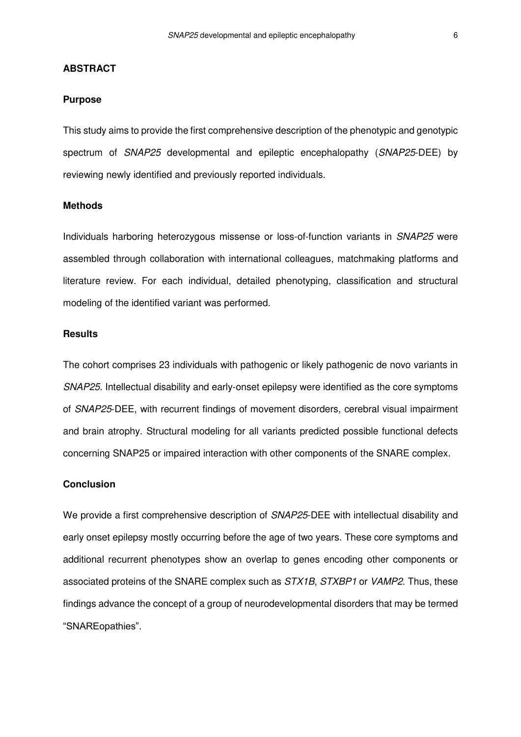## ABSTRACT

### Purpose

This study aims to provide the first comprehensive description of the phenotypic and genotypic spectrum of *SNAP25* developmental and epileptic encephalopathy (*SNAP25*-DEE) by reviewing newly identified and previously reported individuals.

### Methods

Individuals harboring heterozygous missense or loss-of-function variants in *SNAP25* were assembled through collaboration with international colleagues, matchmaking platforms and literature review. For each individual, detailed phenotyping, classification and structural modeling of the identified variant was performed.

### Results

The cohort comprises 23 individuals with pathogenic or likely pathogenic de novo variants in *SNAP25*. Intellectual disability and early-onset epilepsy were identified as the core symptoms of *SNAP25*-DEE, with recurrent findings of movement disorders, cerebral visual impairment and brain atrophy. Structural modeling for all variants predicted possible functional defects concerning SNAP25 or impaired interaction with other components of the SNARE complex.

### Conclusion

We provide a first comprehensive description of *SNAP25*-DEE with intellectual disability and early onset epilepsy mostly occurring before the age of two years. These core symptoms and additional recurrent phenotypes show an overlap to genes encoding other components or associated proteins of the SNARE complex such as *STX1B*, *STXBP1* or *VAMP2*. Thus, these findings advance the concept of a group of neurodevelopmental disorders that may be termed "SNAREopathies".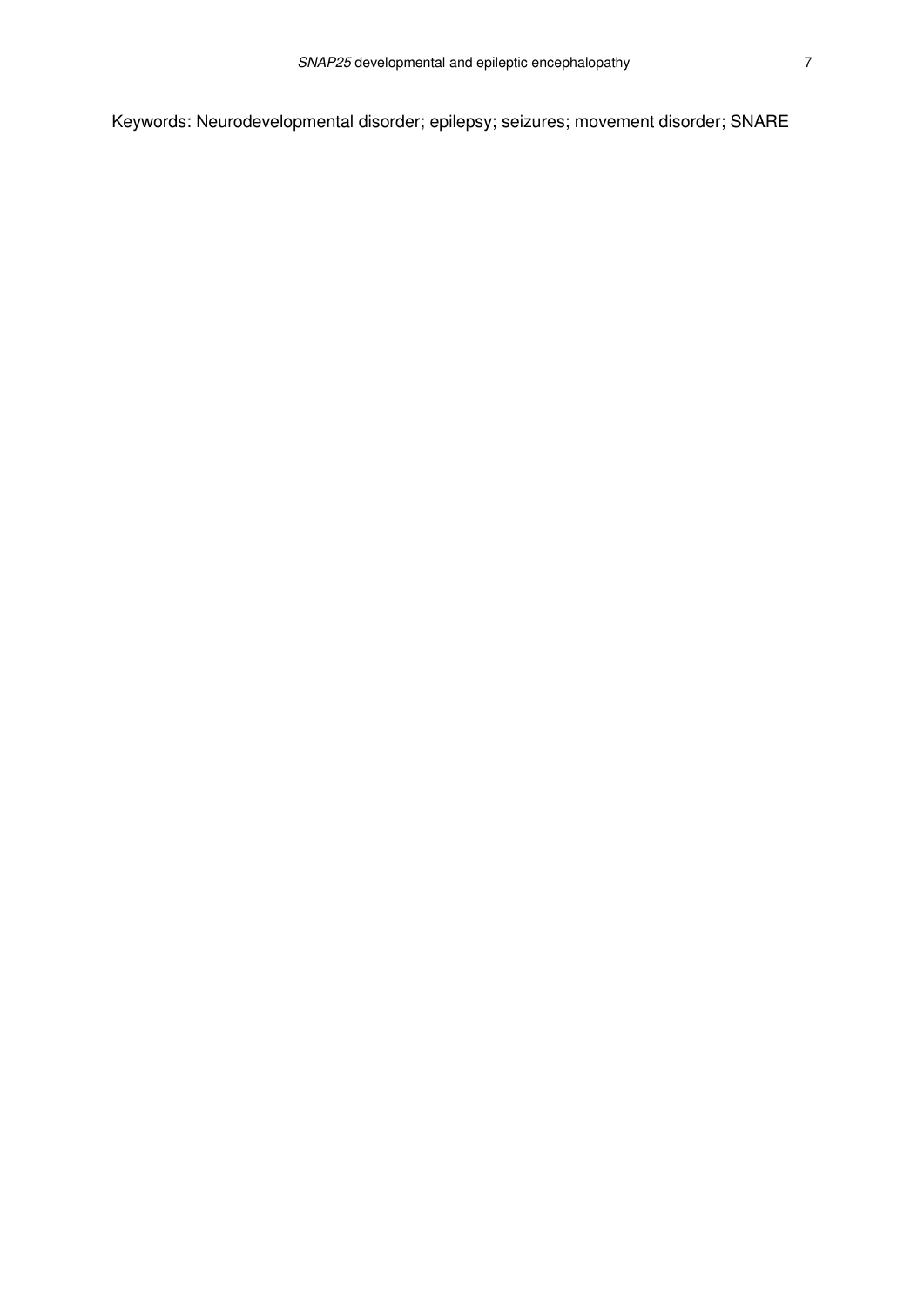Keywords: Neurodevelopmental disorder; epilepsy; seizures; movement disorder; SNARE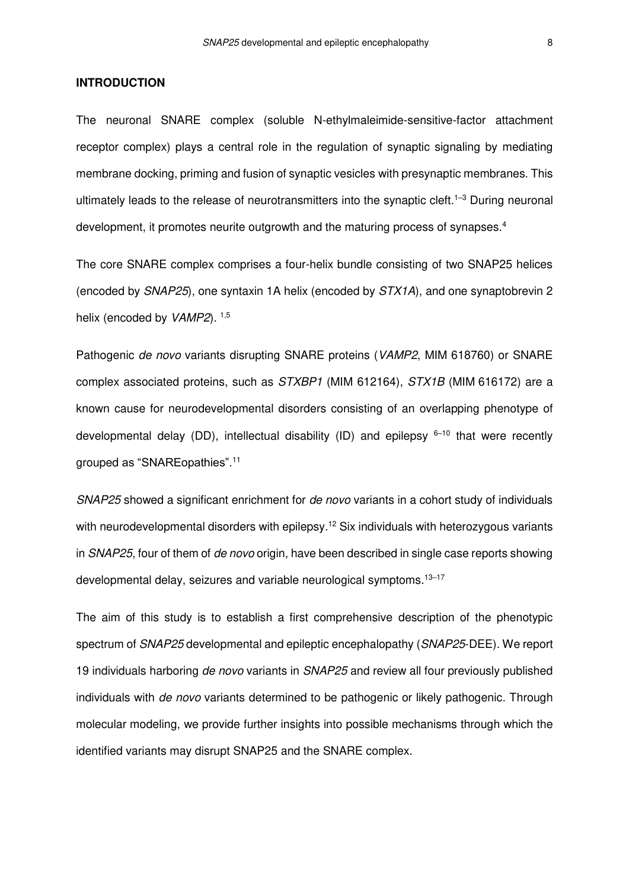## INTRODUCTION

The neuronal SNARE complex (soluble N-ethylmaleimide-sensitive-factor attachment receptor complex) plays a central role in the regulation of synaptic signaling by mediating membrane docking, priming and fusion of synaptic vesicles with presynaptic membranes. This ultimately leads to the release of neurotransmitters into the synaptic cleft.[1–3] During neuronal development, it promotes neurite outgrowth and the maturing process of synapses.[4]

The core SNARE complex comprises a four-helix bundle consisting of two SNAP25 helices (encoded by *SNAP25*), one syntaxin 1A helix (encoded by *STX1A*), and one synaptobrevin 2 helix (encoded by *VAMP2*). [1,5]

Pathogenic *de novo* variants disrupting SNARE proteins (*VAMP2*, MIM 618760) or SNARE complex associated proteins, such as *STXBP1* (MIM 612164), *STX1B* (MIM 616172) are a known cause for neurodevelopmental disorders consisting of an overlapping phenotype of developmental delay (DD), intellectual disability (ID) and epilepsy [6–10] that were recently grouped as "SNAREopathies".[11]

*SNAP25* showed a significant enrichment for *de novo* variants in a cohort study of individuals with neurodevelopmental disorders with epilepsy.[12] Six individuals with heterozygous variants in *SNAP25*, four of them of *de novo* origin, have been described in single case reports showing developmental delay, seizures and variable neurological symptoms.[13–17]

The aim of this study is to establish a first comprehensive description of the phenotypic spectrum of *SNAP25* developmental and epileptic encephalopathy (*SNAP25*-DEE). We report 19 individuals harboring *de novo* variants in *SNAP25* and review all four previously published individuals with *de novo* variants determined to be pathogenic or likely pathogenic. Through molecular modeling, we provide further insights into possible mechanisms through which the identified variants may disrupt SNAP25 and the SNARE complex.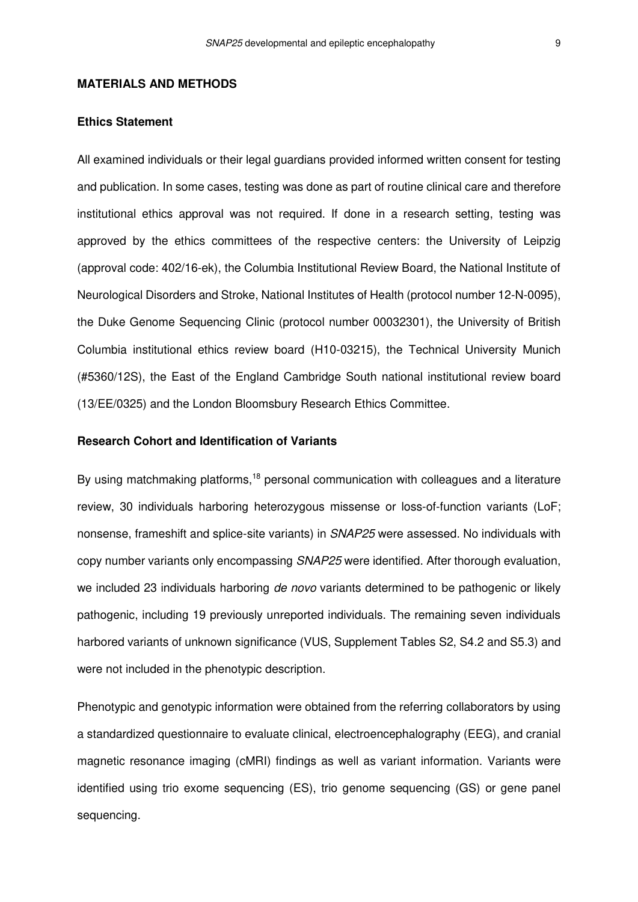## MATERIALS AND METHODS

### Ethics Statement

All examined individuals or their legal guardians provided informed written consent for testing and publication. In some cases, testing was done as part of routine clinical care and therefore institutional ethics approval was not required. If done in a research setting, testing was approved by the ethics committees of the respective centers: the University of Leipzig (approval code: 402/16-ek), the Columbia Institutional Review Board, the National Institute of Neurological Disorders and Stroke, National Institutes of Health (protocol number 12-N-0095), the Duke Genome Sequencing Clinic (protocol number 00032301), the University of British Columbia institutional ethics review board (H10-03215), the Technical University Munich (#5360/12S), the East of the England Cambridge South national institutional review board (13/EE/0325) and the London Bloomsbury Research Ethics Committee.

### Research Cohort and Identification of Variants

By using matchmaking platforms,[18] personal communication with colleagues and a literature review, 30 individuals harboring heterozygous missense or loss-of-function variants (LoF; nonsense, frameshift and splice-site variants) in *SNAP25* were assessed. No individuals with copy number variants only encompassing *SNAP25* were identified. After thorough evaluation, we included 23 individuals harboring *de novo* variants determined to be pathogenic or likely pathogenic, including 19 previously unreported individuals. The remaining seven individuals harbored variants of unknown significance (VUS, Supplement Tables S2, S4.2 and S5.3) and were not included in the phenotypic description.

Phenotypic and genotypic information were obtained from the referring collaborators by using a standardized questionnaire to evaluate clinical, electroencephalography (EEG), and cranial magnetic resonance imaging (cMRI) findings as well as variant information. Variants were identified using trio exome sequencing (ES), trio genome sequencing (GS) or gene panel sequencing.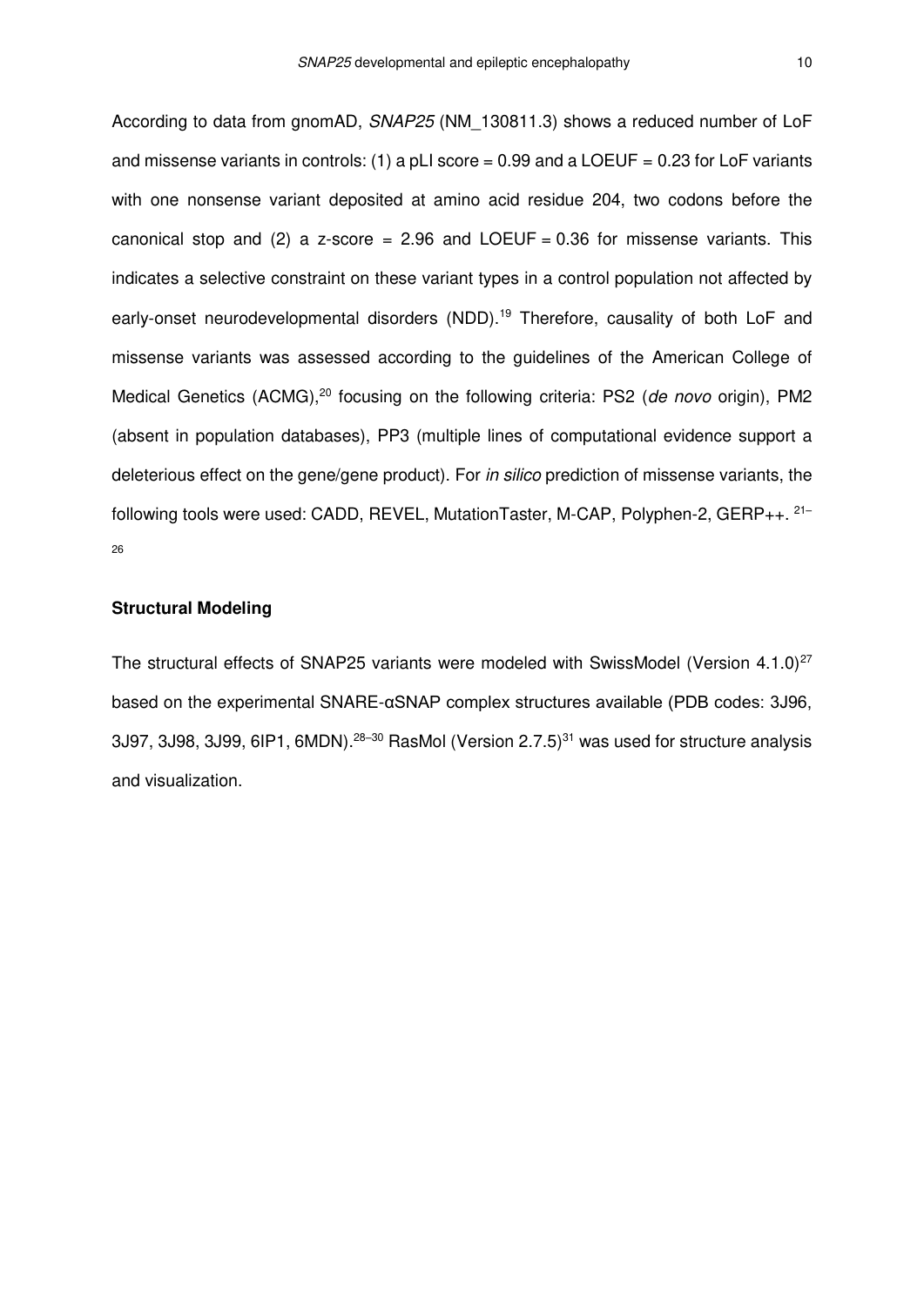According to data from gnomAD, *SNAP25* (NM_130811.3) shows a reduced number of LoF and missense variants in controls: (1) a pLI score = 0.99 and a LOEUF = 0.23 for LoF variants with one nonsense variant deposited at amino acid residue 204, two codons before the canonical stop and (2) a z-score = 2.96 and LOEUF = 0.36 for missense variants. This indicates a selective constraint on these variant types in a control population not affected by early-onset neurodevelopmental disorders (NDD).[19] Therefore, causality of both LoF and missense variants was assessed according to the guidelines of the American College of Medical Genetics (ACMG),[20] focusing on the following criteria: PS2 (*de novo* origin), PM2 (absent in population databases), PP3 (multiple lines of computational evidence support a deleterious effect on the gene/gene product). For *in silico* prediction of missense variants, the following tools were used: CADD, REVEL, MutationTaster, M-CAP, Polyphen-2, GERP++. [21–26]

**Structural Modeling**

The structural effects of SNAP25 variants were modeled with SwissModel (Version 4.1.0)[27] based on the experimental SNARE-αSNAP complex structures available (PDB codes: 3J96, 3J97, 3J98, 3J99, 6IP1, 6MDN).[28–30] RasMol (Version 2.7.5)[31] was used for structure analysis and visualization.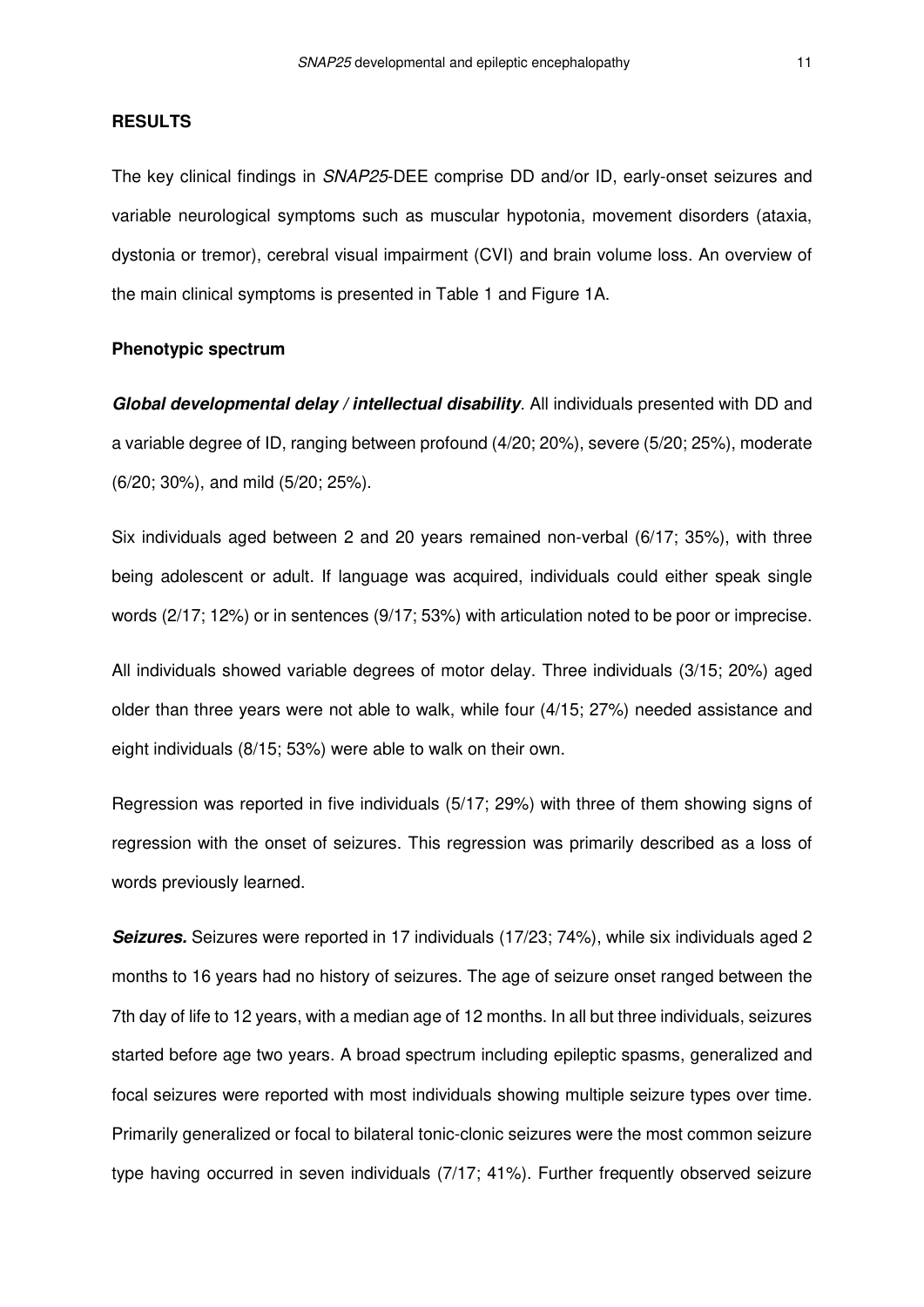## RESULTS

The key clinical findings in *SNAP25*-DEE comprise DD and/or ID, early-onset seizures and variable neurological symptoms such as muscular hypotonia, movement disorders (ataxia, dystonia or tremor), cerebral visual impairment (CVI) and brain volume loss. An overview of the main clinical symptoms is presented in Table 1 and Figure 1A.

### Phenotypic spectrum

***Global developmental delay / intellectual disability***. All individuals presented with DD and a variable degree of ID, ranging between profound (4/20; 20%), severe (5/20; 25%), moderate (6/20; 30%), and mild (5/20; 25%).

Six individuals aged between 2 and 20 years remained non-verbal (6/17; 35%), with three being adolescent or adult. If language was acquired, individuals could either speak single words (2/17; 12%) or in sentences (9/17; 53%) with articulation noted to be poor or imprecise.

All individuals showed variable degrees of motor delay. Three individuals (3/15; 20%) aged older than three years were not able to walk, while four (4/15; 27%) needed assistance and eight individuals (8/15; 53%) were able to walk on their own.

Regression was reported in five individuals (5/17; 29%) with three of them showing signs of regression with the onset of seizures. This regression was primarily described as a loss of words previously learned.

***Seizures.*** Seizures were reported in 17 individuals (17/23; 74%), while six individuals aged 2 months to 16 years had no history of seizures. The age of seizure onset ranged between the 7th day of life to 12 years, with a median age of 12 months. In all but three individuals, seizures started before age two years. A broad spectrum including epileptic spasms, generalized and focal seizures were reported with most individuals showing multiple seizure types over time. Primarily generalized or focal to bilateral tonic-clonic seizures were the most common seizure type having occurred in seven individuals (7/17; 41%). Further frequently observed seizure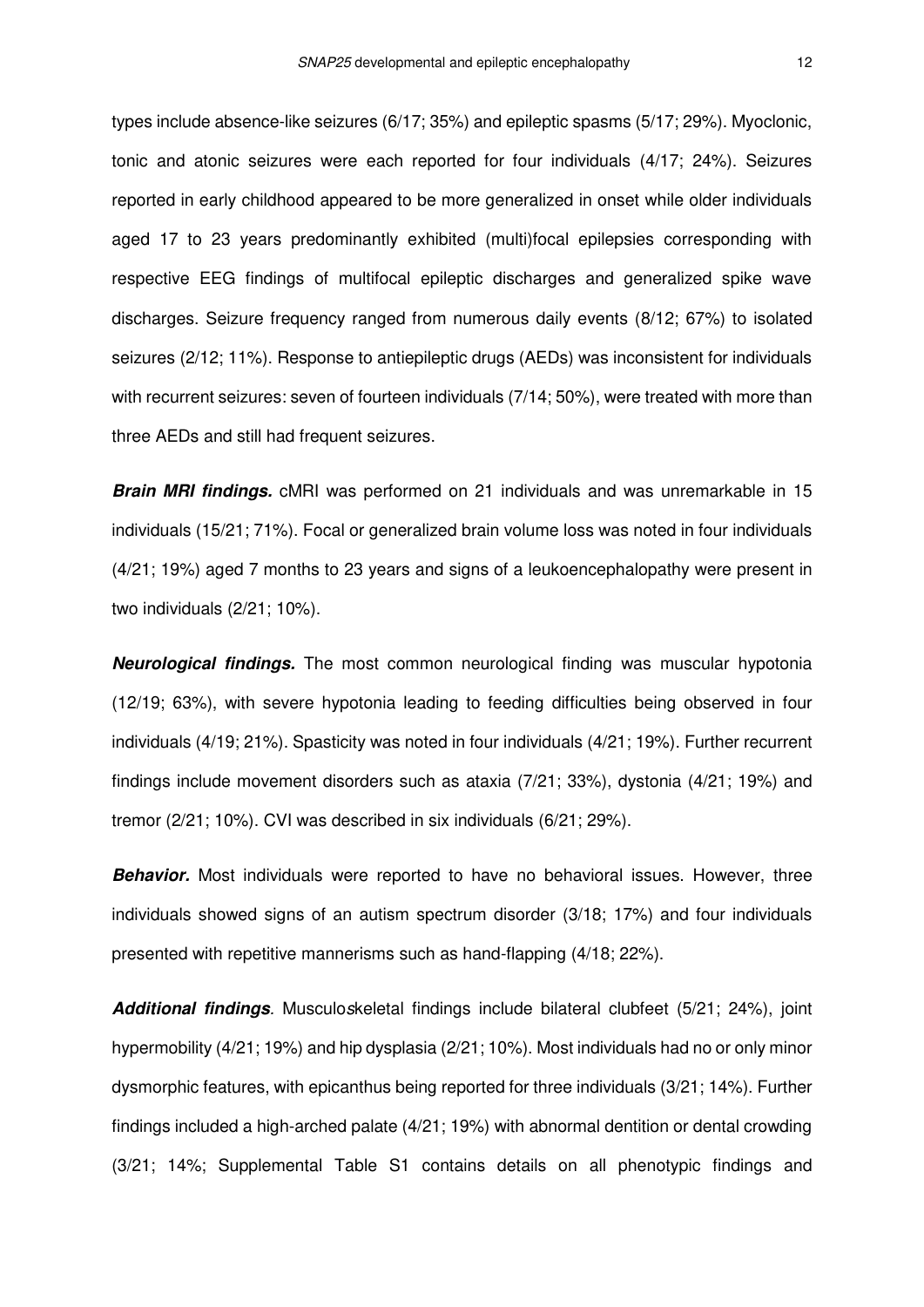types include absence-like seizures (6/17; 35%) and epileptic spasms (5/17; 29%). Myoclonic, tonic and atonic seizures were each reported for four individuals (4/17; 24%). Seizures reported in early childhood appeared to be more generalized in onset while older individuals aged 17 to 23 years predominantly exhibited (multi)focal epilepsies corresponding with respective EEG findings of multifocal epileptic discharges and generalized spike wave discharges. Seizure frequency ranged from numerous daily events (8/12; 67%) to isolated seizures (2/12; 11%). Response to antiepileptic drugs (AEDs) was inconsistent for individuals with recurrent seizures: seven of fourteen individuals (7/14; 50%), were treated with more than three AEDs and still had frequent seizures.

***Brain MRI findings.*** cMRI was performed on 21 individuals and was unremarkable in 15 individuals (15/21; 71%). Focal or generalized brain volume loss was noted in four individuals (4/21; 19%) aged 7 months to 23 years and signs of a leukoencephalopathy were present in two individuals (2/21; 10%).

***Neurological findings.*** The most common neurological finding was muscular hypotonia (12/19; 63%), with severe hypotonia leading to feeding difficulties being observed in four individuals (4/19; 21%). Spasticity was noted in four individuals (4/21; 19%). Further recurrent findings include movement disorders such as ataxia (7/21; 33%), dystonia (4/21; 19%) and tremor (2/21; 10%). CVI was described in six individuals (6/21; 29%).

***Behavior.*** Most individuals were reported to have no behavioral issues. However, three individuals showed signs of an autism spectrum disorder (3/18; 17%) and four individuals presented with repetitive mannerisms such as hand-flapping (4/18; 22%).

***Additional findings*.** Musculoskeletal findings include bilateral clubfeet (5/21; 24%), joint hypermobility (4/21; 19%) and hip dysplasia (2/21; 10%). Most individuals had no or only minor dysmorphic features, with epicanthus being reported for three individuals (3/21; 14%). Further findings included a high-arched palate (4/21; 19%) with abnormal dentition or dental crowding (3/21; 14%; Supplemental Table S1 contains details on all phenotypic findings and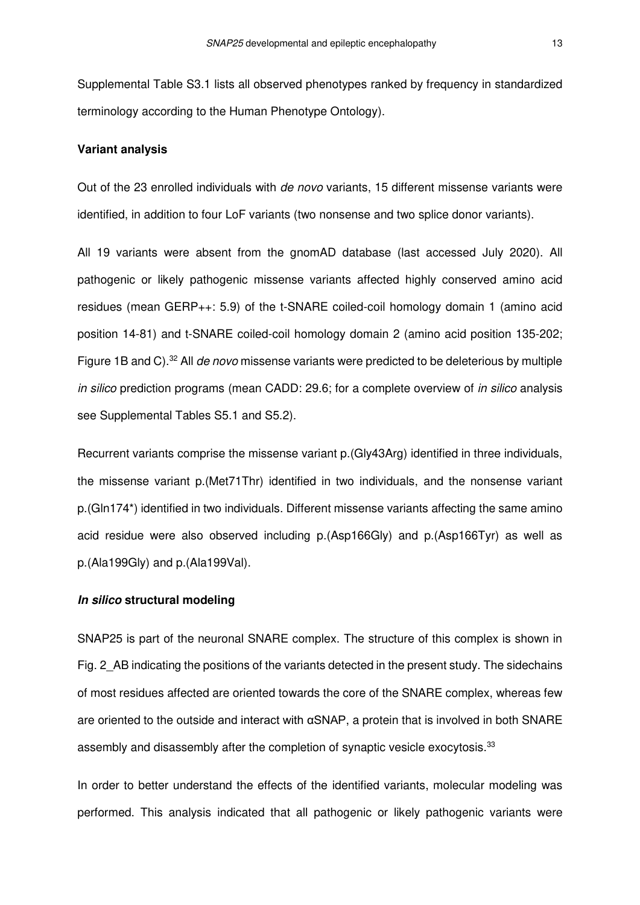Supplemental Table S3.1 lists all observed phenotypes ranked by frequency in standardized terminology according to the Human Phenotype Ontology).

**Variant analysis**

Out of the 23 enrolled individuals with *de novo* variants, 15 different missense variants were identified, in addition to four LoF variants (two nonsense and two splice donor variants).

All 19 variants were absent from the gnomAD database (last accessed July 2020). All pathogenic or likely pathogenic missense variants affected highly conserved amino acid residues (mean GERP++: 5.9) of the t-SNARE coiled-coil homology domain 1 (amino acid position 14-81) and t-SNARE coiled-coil homology domain 2 (amino acid position 135-202; Figure 1B and C).[32] All *de novo* missense variants were predicted to be deleterious by multiple *in silico* prediction programs (mean CADD: 29.6; for a complete overview of *in silico* analysis see Supplemental Tables S5.1 and S5.2).

Recurrent variants comprise the missense variant p.(Gly43Arg) identified in three individuals, the missense variant p.(Met71Thr) identified in two individuals, and the nonsense variant p.(Gln174*) identified in two individuals. Different missense variants affecting the same amino acid residue were also observed including p.(Asp166Gly) and p.(Asp166Tyr) as well as p.(Ala199Gly) and p.(Ala199Val).

***In silico* structural modeling**

SNAP25 is part of the neuronal SNARE complex. The structure of this complex is shown in Fig. 2_AB indicating the positions of the variants detected in the present study. The sidechains of most residues affected are oriented towards the core of the SNARE complex, whereas few are oriented to the outside and interact with αSNAP, a protein that is involved in both SNARE assembly and disassembly after the completion of synaptic vesicle exocytosis.[33]

In order to better understand the effects of the identified variants, molecular modeling was performed. This analysis indicated that all pathogenic or likely pathogenic variants were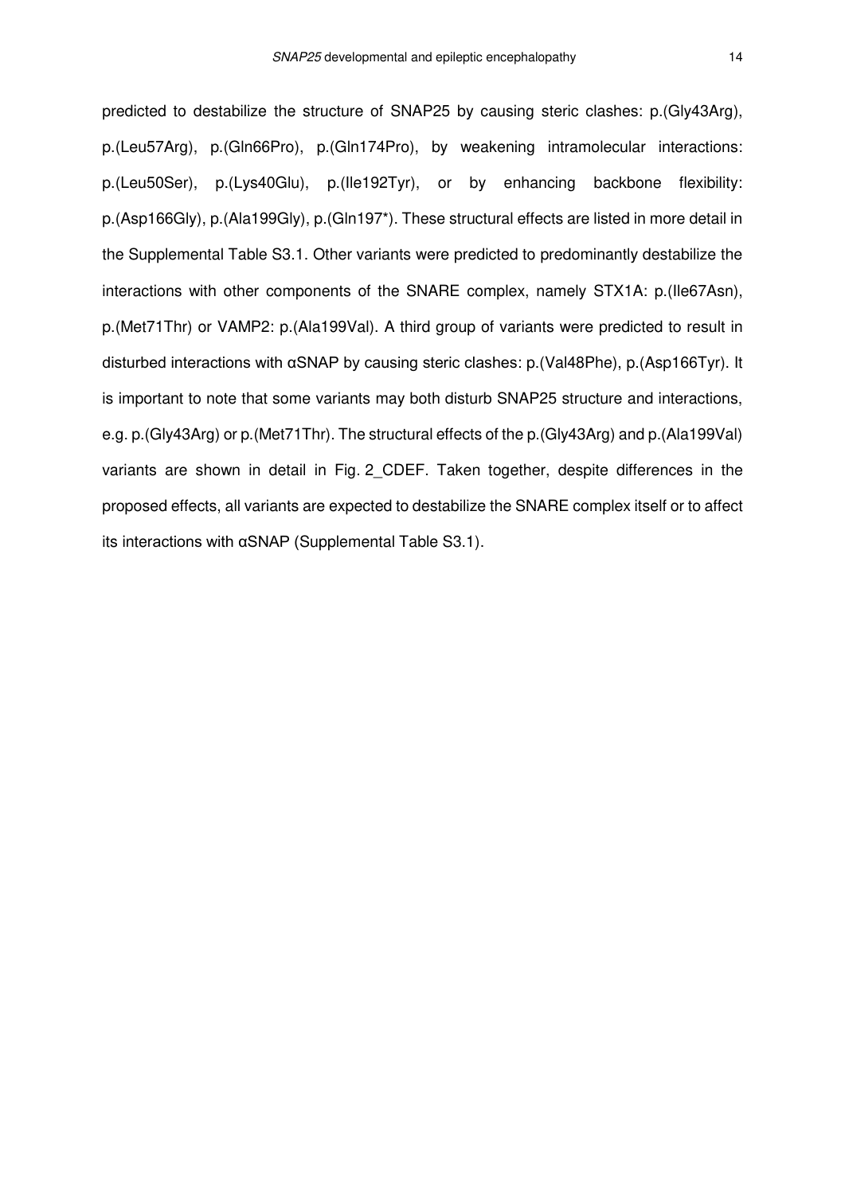predicted to destabilize the structure of SNAP25 by causing steric clashes: p.(Gly43Arg), p.(Leu57Arg), p.(Gln66Pro), p.(Gln174Pro), by weakening intramolecular interactions: p.(Leu50Ser), p.(Lys40Glu), p.(Ile192Tyr), or by enhancing backbone flexibility: p.(Asp166Gly), p.(Ala199Gly), p.(Gln197*). These structural effects are listed in more detail in the Supplemental Table S3.1. Other variants were predicted to predominantly destabilize the interactions with other components of the SNARE complex, namely STX1A: p.(Ile67Asn), p.(Met71Thr) or VAMP2: p.(Ala199Val). A third group of variants were predicted to result in disturbed interactions with αSNAP by causing steric clashes: p.(Val48Phe), p.(Asp166Tyr). It is important to note that some variants may both disturb SNAP25 structure and interactions, e.g. p.(Gly43Arg) or p.(Met71Thr). The structural effects of the p.(Gly43Arg) and p.(Ala199Val) variants are shown in detail in Fig. 2_CDEF. Taken together, despite differences in the proposed effects, all variants are expected to destabilize the SNARE complex itself or to affect its interactions with αSNAP (Supplemental Table S3.1).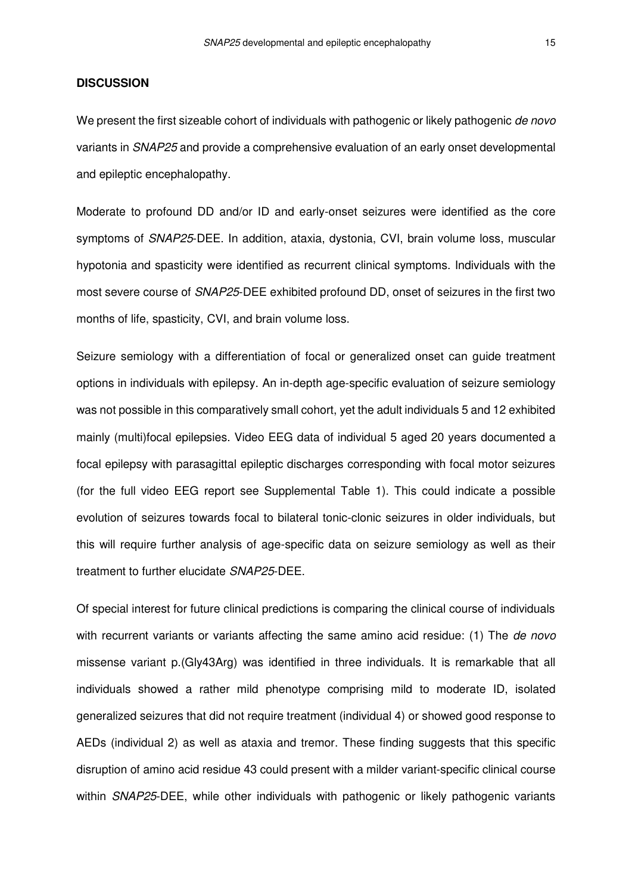## DISCUSSION

We present the first sizeable cohort of individuals with pathogenic or likely pathogenic *de novo* variants in *SNAP25* and provide a comprehensive evaluation of an early onset developmental and epileptic encephalopathy.

Moderate to profound DD and/or ID and early-onset seizures were identified as the core symptoms of *SNAP25*-DEE. In addition, ataxia, dystonia, CVI, brain volume loss, muscular hypotonia and spasticity were identified as recurrent clinical symptoms. Individuals with the most severe course of *SNAP25*-DEE exhibited profound DD, onset of seizures in the first two months of life, spasticity, CVI, and brain volume loss.

Seizure semiology with a differentiation of focal or generalized onset can guide treatment options in individuals with epilepsy. An in-depth age-specific evaluation of seizure semiology was not possible in this comparatively small cohort, yet the adult individuals 5 and 12 exhibited mainly (multi)focal epilepsies. Video EEG data of individual 5 aged 20 years documented a focal epilepsy with parasagittal epileptic discharges corresponding with focal motor seizures (for the full video EEG report see Supplemental Table 1). This could indicate a possible evolution of seizures towards focal to bilateral tonic-clonic seizures in older individuals, but this will require further analysis of age-specific data on seizure semiology as well as their treatment to further elucidate *SNAP25*-DEE.

Of special interest for future clinical predictions is comparing the clinical course of individuals with recurrent variants or variants affecting the same amino acid residue: (1) The *de novo* missense variant p.(Gly43Arg) was identified in three individuals. It is remarkable that all individuals showed a rather mild phenotype comprising mild to moderate ID, isolated generalized seizures that did not require treatment (individual 4) or showed good response to AEDs (individual 2) as well as ataxia and tremor. These finding suggests that this specific disruption of amino acid residue 43 could present with a milder variant-specific clinical course within *SNAP25*-DEE, while other individuals with pathogenic or likely pathogenic variants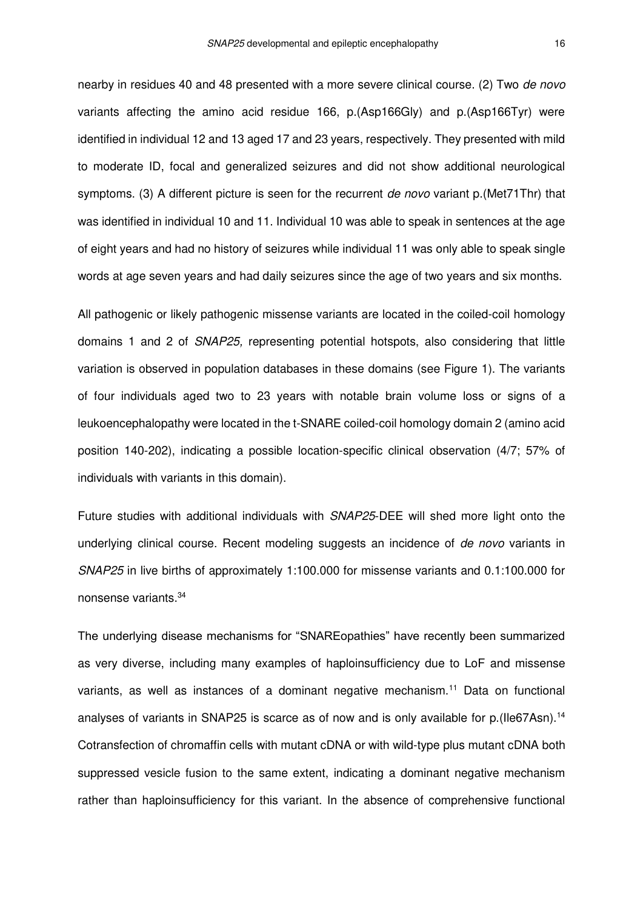nearby in residues 40 and 48 presented with a more severe clinical course. (2) Two *de novo* variants affecting the amino acid residue 166, p.(Asp166Gly) and p.(Asp166Tyr) were identified in individual 12 and 13 aged 17 and 23 years, respectively. They presented with mild to moderate ID, focal and generalized seizures and did not show additional neurological symptoms. (3) A different picture is seen for the recurrent *de novo* variant p.(Met71Thr) that was identified in individual 10 and 11. Individual 10 was able to speak in sentences at the age of eight years and had no history of seizures while individual 11 was only able to speak single words at age seven years and had daily seizures since the age of two years and six months.

All pathogenic or likely pathogenic missense variants are located in the coiled-coil homology domains 1 and 2 of *SNAP25,* representing potential hotspots, also considering that little variation is observed in population databases in these domains (see Figure 1). The variants of four individuals aged two to 23 years with notable brain volume loss or signs of a leukoencephalopathy were located in the t-SNARE coiled-coil homology domain 2 (amino acid position 140-202), indicating a possible location-specific clinical observation (4/7; 57% of individuals with variants in this domain).

Future studies with additional individuals with *SNAP25*-DEE will shed more light onto the underlying clinical course. Recent modeling suggests an incidence of *de novo* variants in *SNAP25* in live births of approximately 1:100.000 for missense variants and 0.1:100.000 for nonsense variants.[34]

The underlying disease mechanisms for "SNAREopathies" have recently been summarized as very diverse, including many examples of haploinsufficiency due to LoF and missense variants, as well as instances of a dominant negative mechanism.[11] Data on functional analyses of variants in SNAP25 is scarce as of now and is only available for p.(Ile67Asn).[14] Cotransfection of chromaffin cells with mutant cDNA or with wild-type plus mutant cDNA both suppressed vesicle fusion to the same extent, indicating a dominant negative mechanism rather than haploinsufficiency for this variant. In the absence of comprehensive functional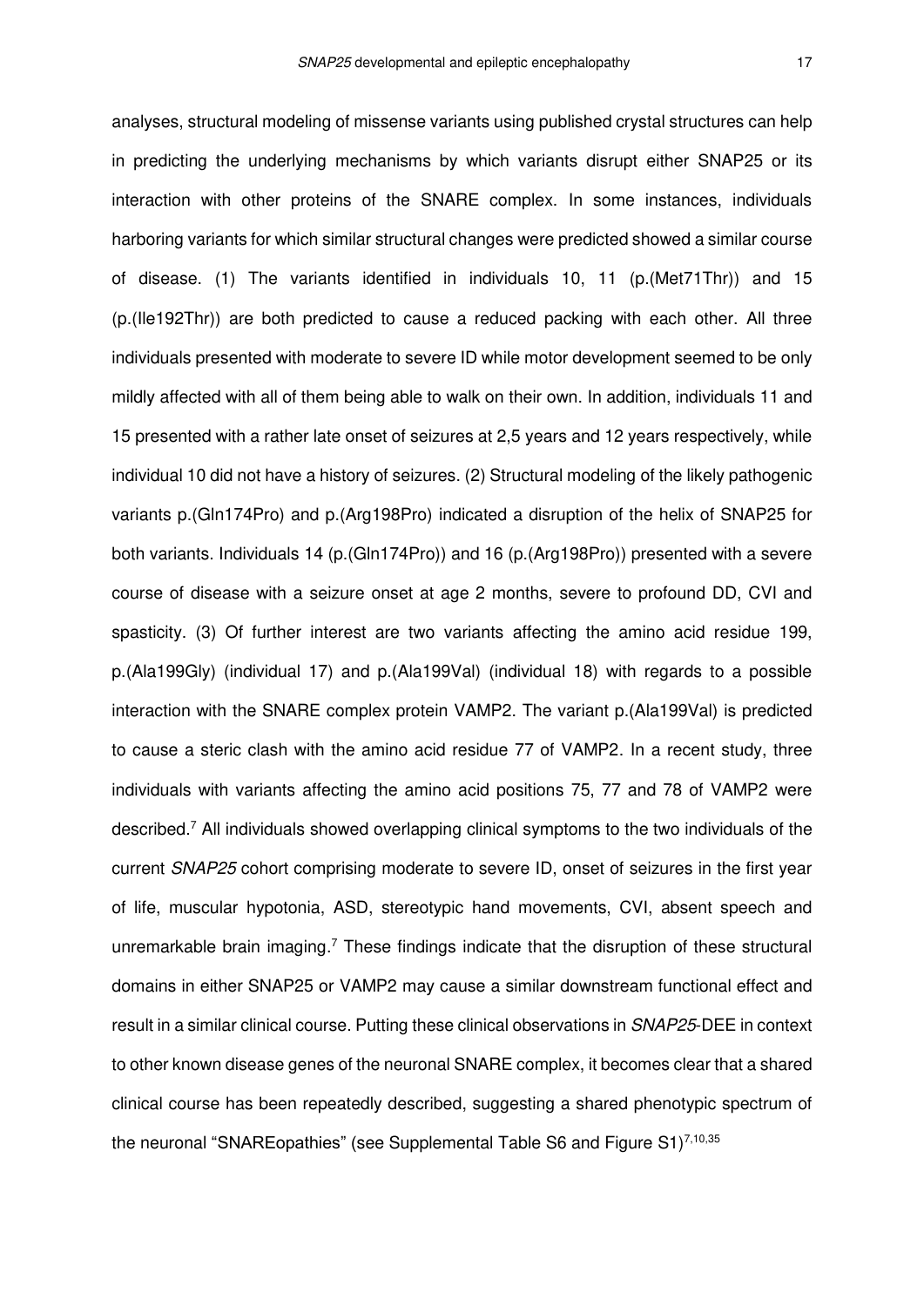analyses, structural modeling of missense variants using published crystal structures can help in predicting the underlying mechanisms by which variants disrupt either SNAP25 or its interaction with other proteins of the SNARE complex. In some instances, individuals harboring variants for which similar structural changes were predicted showed a similar course of disease. (1) The variants identified in individuals 10, 11 (p.(Met71Thr)) and 15 (p.(Ile192Thr)) are both predicted to cause a reduced packing with each other. All three individuals presented with moderate to severe ID while motor development seemed to be only mildly affected with all of them being able to walk on their own. In addition, individuals 11 and 15 presented with a rather late onset of seizures at 2,5 years and 12 years respectively, while individual 10 did not have a history of seizures. (2) Structural modeling of the likely pathogenic variants p.(Gln174Pro) and p.(Arg198Pro) indicated a disruption of the helix of SNAP25 for both variants. Individuals 14 (p.(Gln174Pro)) and 16 (p.(Arg198Pro)) presented with a severe course of disease with a seizure onset at age 2 months, severe to profound DD, CVI and spasticity. (3) Of further interest are two variants affecting the amino acid residue 199, p.(Ala199Gly) (individual 17) and p.(Ala199Val) (individual 18) with regards to a possible interaction with the SNARE complex protein VAMP2. The variant p.(Ala199Val) is predicted to cause a steric clash with the amino acid residue 77 of VAMP2. In a recent study, three individuals with variants affecting the amino acid positions 75, 77 and 78 of VAMP2 were described.[7] All individuals showed overlapping clinical symptoms to the two individuals of the current *SNAP25* cohort comprising moderate to severe ID, onset of seizures in the first year of life, muscular hypotonia, ASD, stereotypic hand movements, CVI, absent speech and unremarkable brain imaging.[7] These findings indicate that the disruption of these structural domains in either SNAP25 or VAMP2 may cause a similar downstream functional effect and result in a similar clinical course. Putting these clinical observations in *SNAP25*-DEE in context to other known disease genes of the neuronal SNARE complex, it becomes clear that a shared clinical course has been repeatedly described, suggesting a shared phenotypic spectrum of the neuronal "SNAREopathies" (see Supplemental Table S6 and Figure S1)[7,10,35]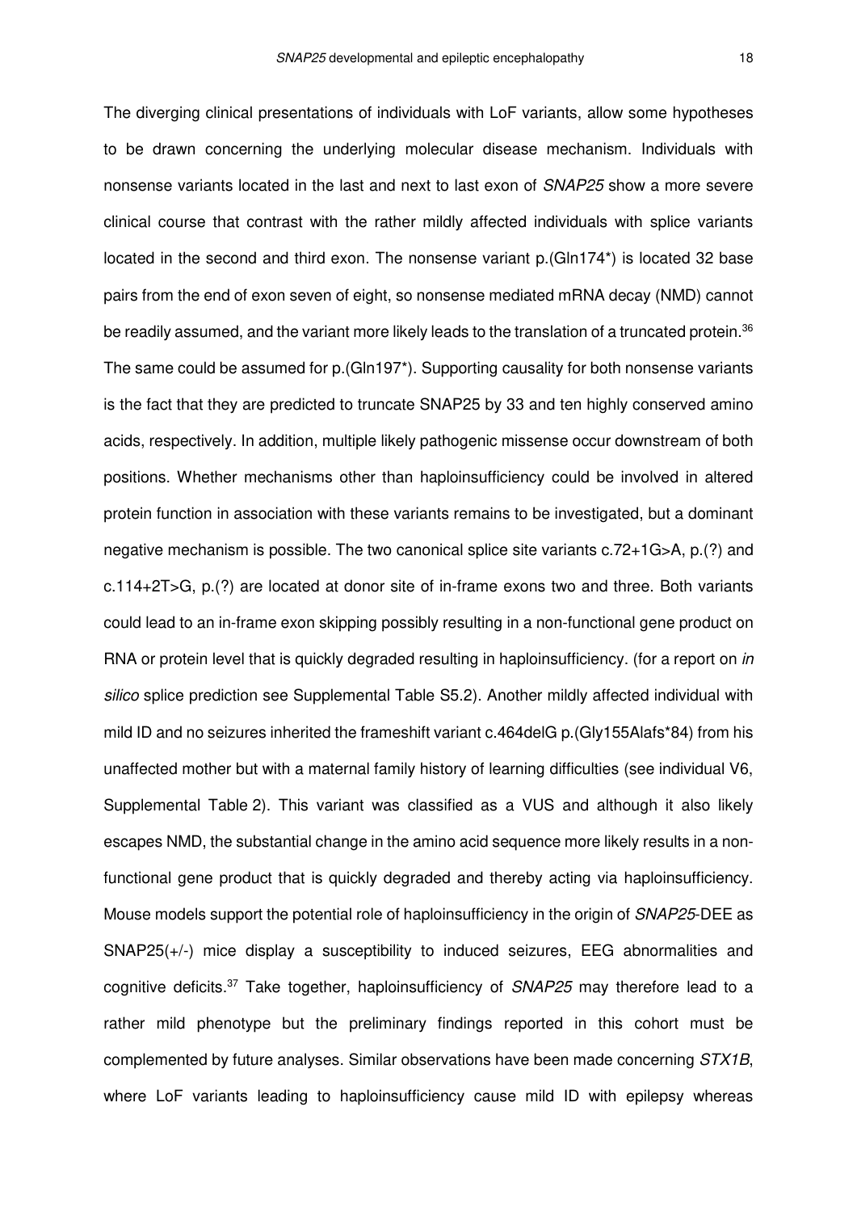The diverging clinical presentations of individuals with LoF variants, allow some hypotheses to be drawn concerning the underlying molecular disease mechanism. Individuals with nonsense variants located in the last and next to last exon of *SNAP25* show a more severe clinical course that contrast with the rather mildly affected individuals with splice variants located in the second and third exon. The nonsense variant p.(Gln174*) is located 32 base pairs from the end of exon seven of eight, so nonsense mediated mRNA decay (NMD) cannot be readily assumed, and the variant more likely leads to the translation of a truncated protein.[36] The same could be assumed for p.(Gln197*). Supporting causality for both nonsense variants is the fact that they are predicted to truncate SNAP25 by 33 and ten highly conserved amino acids, respectively. In addition, multiple likely pathogenic missense occur downstream of both positions. Whether mechanisms other than haploinsufficiency could be involved in altered protein function in association with these variants remains to be investigated, but a dominant negative mechanism is possible. The two canonical splice site variants c.72+1G>A, p.(?) and c.114+2T>G, p.(?) are located at donor site of in-frame exons two and three. Both variants could lead to an in-frame exon skipping possibly resulting in a non-functional gene product on RNA or protein level that is quickly degraded resulting in haploinsufficiency. (for a report on *in silico* splice prediction see Supplemental Table S5.2). Another mildly affected individual with mild ID and no seizures inherited the frameshift variant c.464delG p.(Gly155Alafs*84) from his unaffected mother but with a maternal family history of learning difficulties (see individual V6, Supplemental Table 2). This variant was classified as a VUS and although it also likely escapes NMD, the substantial change in the amino acid sequence more likely results in a non-functional gene product that is quickly degraded and thereby acting via haploinsufficiency. Mouse models support the potential role of haploinsufficiency in the origin of *SNAP25*-DEE as SNAP25(+/-) mice display a susceptibility to induced seizures, EEG abnormalities and cognitive deficits.[37] Take together, haploinsufficiency of *SNAP25* may therefore lead to a rather mild phenotype but the preliminary findings reported in this cohort must be complemented by future analyses. Similar observations have been made concerning *STX1B*, where LoF variants leading to haploinsufficiency cause mild ID with epilepsy whereas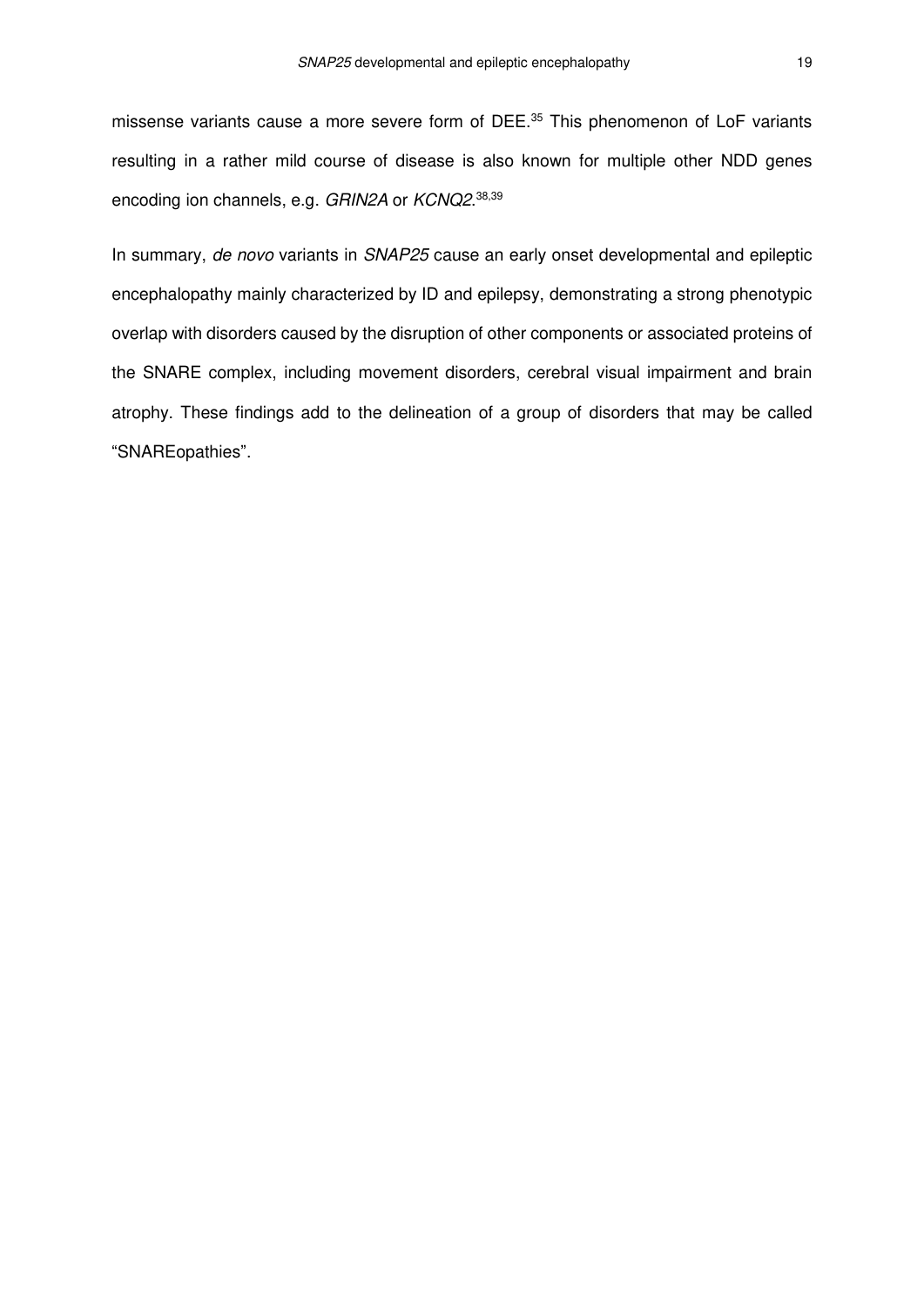missense variants cause a more severe form of DEE.[35] This phenomenon of LoF variants resulting in a rather mild course of disease is also known for multiple other NDD genes encoding ion channels, e.g. *GRIN2A* or *KCNQ2*.[38,39]

In summary, *de novo* variants in *SNAP25* cause an early onset developmental and epileptic encephalopathy mainly characterized by ID and epilepsy, demonstrating a strong phenotypic overlap with disorders caused by the disruption of other components or associated proteins of the SNARE complex, including movement disorders, cerebral visual impairment and brain atrophy. These findings add to the delineation of a group of disorders that may be called "SNAREopathies".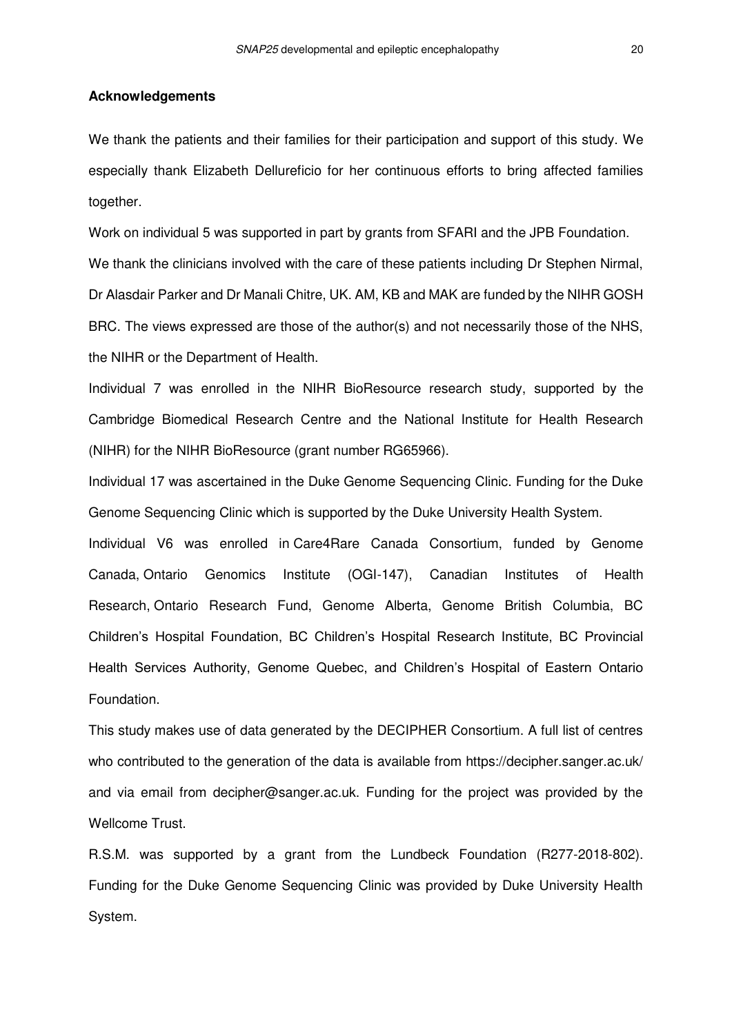## Acknowledgements

We thank the patients and their families for their participation and support of this study. We especially thank Elizabeth Dellureficio for her continuous efforts to bring affected families together.

Work on individual 5 was supported in part by grants from SFARI and the JPB Foundation.

We thank the clinicians involved with the care of these patients including Dr Stephen Nirmal, Dr Alasdair Parker and Dr Manali Chitre, UK. AM, KB and MAK are funded by the NIHR GOSH BRC. The views expressed are those of the author(s) and not necessarily those of the NHS, the NIHR or the Department of Health.

Individual 7 was enrolled in the NIHR BioResource research study, supported by the Cambridge Biomedical Research Centre and the National Institute for Health Research (NIHR) for the NIHR BioResource (grant number RG65966).

Individual 17 was ascertained in the Duke Genome Sequencing Clinic. Funding for the Duke Genome Sequencing Clinic which is supported by the Duke University Health System.

Individual V6 was enrolled in Care4Rare Canada Consortium, funded by Genome Canada, Ontario Genomics Institute (OGI-147), Canadian Institutes of Health Research, Ontario Research Fund, Genome Alberta, Genome British Columbia, BC Children's Hospital Foundation, BC Children's Hospital Research Institute, BC Provincial Health Services Authority, Genome Quebec, and Children's Hospital of Eastern Ontario Foundation.

This study makes use of data generated by the DECIPHER Consortium. A full list of centres who contributed to the generation of the data is available from https://decipher.sanger.ac.uk/ and via email from decipher@sanger.ac.uk. Funding for the project was provided by the Wellcome Trust.

R.S.M. was supported by a grant from the Lundbeck Foundation (R277-2018-802). Funding for the Duke Genome Sequencing Clinic was provided by Duke University Health System.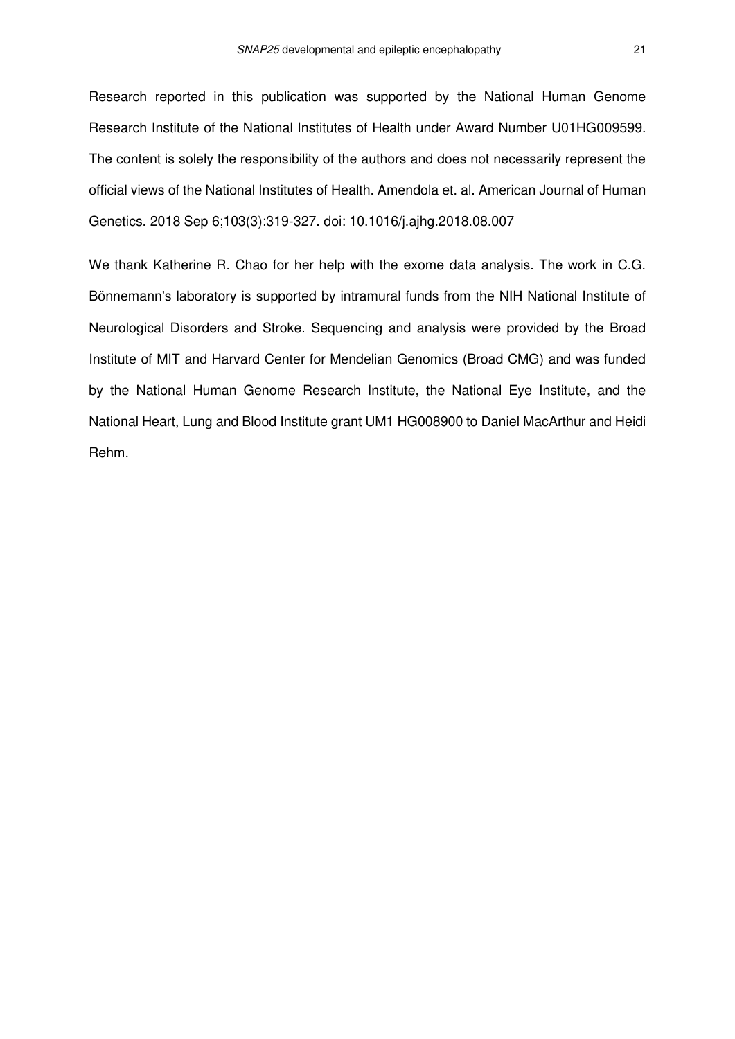Research reported in this publication was supported by the National Human Genome Research Institute of the National Institutes of Health under Award Number U01HG009599. The content is solely the responsibility of the authors and does not necessarily represent the official views of the National Institutes of Health. Amendola et. al. American Journal of Human Genetics. 2018 Sep 6;103(3):319-327. doi: 10.1016/j.ajhg.2018.08.007

We thank Katherine R. Chao for her help with the exome data analysis. The work in C.G. Bönnemann's laboratory is supported by intramural funds from the NIH National Institute of Neurological Disorders and Stroke. Sequencing and analysis were provided by the Broad Institute of MIT and Harvard Center for Mendelian Genomics (Broad CMG) and was funded by the National Human Genome Research Institute, the National Eye Institute, and the National Heart, Lung and Blood Institute grant UM1 HG008900 to Daniel MacArthur and Heidi Rehm.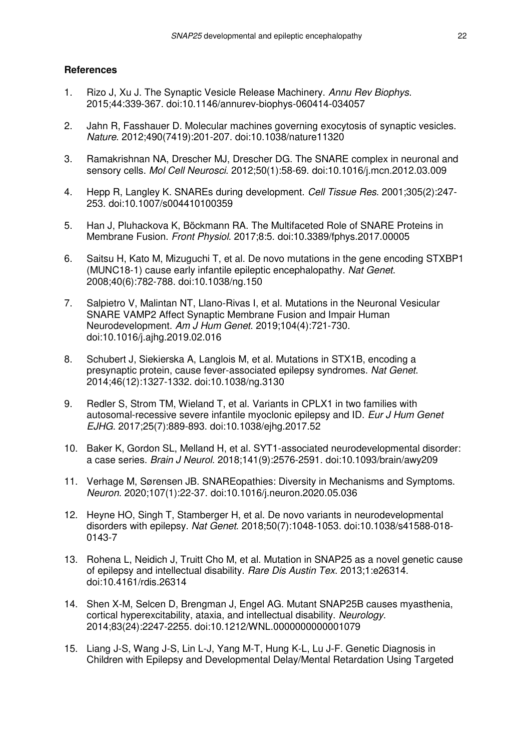**References**

1. Rizo J, Xu J. The Synaptic Vesicle Release Machinery. *Annu Rev Biophys*. 2015;44:339-367. doi:10.1146/annurev-biophys-060414-034057

2. Jahn R, Fasshauer D. Molecular machines governing exocytosis of synaptic vesicles. *Nature*. 2012;490(7419):201-207. doi:10.1038/nature11320

3. Ramakrishnan NA, Drescher MJ, Drescher DG. The SNARE complex in neuronal and sensory cells. *Mol Cell Neurosci*. 2012;50(1):58-69. doi:10.1016/j.mcn.2012.03.009

4. Hepp R, Langley K. SNAREs during development. *Cell Tissue Res*. 2001;305(2):247-253. doi:10.1007/s004410100359

5. Han J, Pluhackova K, Böckmann RA. The Multifaceted Role of SNARE Proteins in Membrane Fusion. *Front Physiol*. 2017;8:5. doi:10.3389/fphys.2017.00005

6. Saitsu H, Kato M, Mizuguchi T, et al. De novo mutations in the gene encoding STXBP1 (MUNC18-1) cause early infantile epileptic encephalopathy. *Nat Genet*. 2008;40(6):782-788. doi:10.1038/ng.150

7. Salpietro V, Malintan NT, Llano-Rivas I, et al. Mutations in the Neuronal Vesicular SNARE VAMP2 Affect Synaptic Membrane Fusion and Impair Human Neurodevelopment. *Am J Hum Genet*. 2019;104(4):721-730. doi:10.1016/j.ajhg.2019.02.016

8. Schubert J, Siekierska A, Langlois M, et al. Mutations in STX1B, encoding a presynaptic protein, cause fever-associated epilepsy syndromes. *Nat Genet*. 2014;46(12):1327-1332. doi:10.1038/ng.3130

9. Redler S, Strom TM, Wieland T, et al. Variants in CPLX1 in two families with autosomal-recessive severe infantile myoclonic epilepsy and ID. *Eur J Hum Genet EJHG*. 2017;25(7):889-893. doi:10.1038/ejhg.2017.52

10. Baker K, Gordon SL, Melland H, et al. SYT1-associated neurodevelopmental disorder: a case series. *Brain J Neurol*. 2018;141(9):2576-2591. doi:10.1093/brain/awy209

11. Verhage M, Sørensen JB. SNAREopathies: Diversity in Mechanisms and Symptoms. *Neuron*. 2020;107(1):22-37. doi:10.1016/j.neuron.2020.05.036

12. Heyne HO, Singh T, Stamberger H, et al. De novo variants in neurodevelopmental disorders with epilepsy. *Nat Genet*. 2018;50(7):1048-1053. doi:10.1038/s41588-018-0143-7

13. Rohena L, Neidich J, Truitt Cho M, et al. Mutation in SNAP25 as a novel genetic cause of epilepsy and intellectual disability. *Rare Dis Austin Tex*. 2013;1:e26314. doi:10.4161/rdis.26314

14. Shen X-M, Selcen D, Brengman J, Engel AG. Mutant SNAP25B causes myasthenia, cortical hyperexcitability, ataxia, and intellectual disability. *Neurology*. 2014;83(24):2247-2255. doi:10.1212/WNL.0000000000001079

15. Liang J-S, Wang J-S, Lin L-J, Yang M-T, Hung K-L, Lu J-F. Genetic Diagnosis in Children with Epilepsy and Developmental Delay/Mental Retardation Using Targeted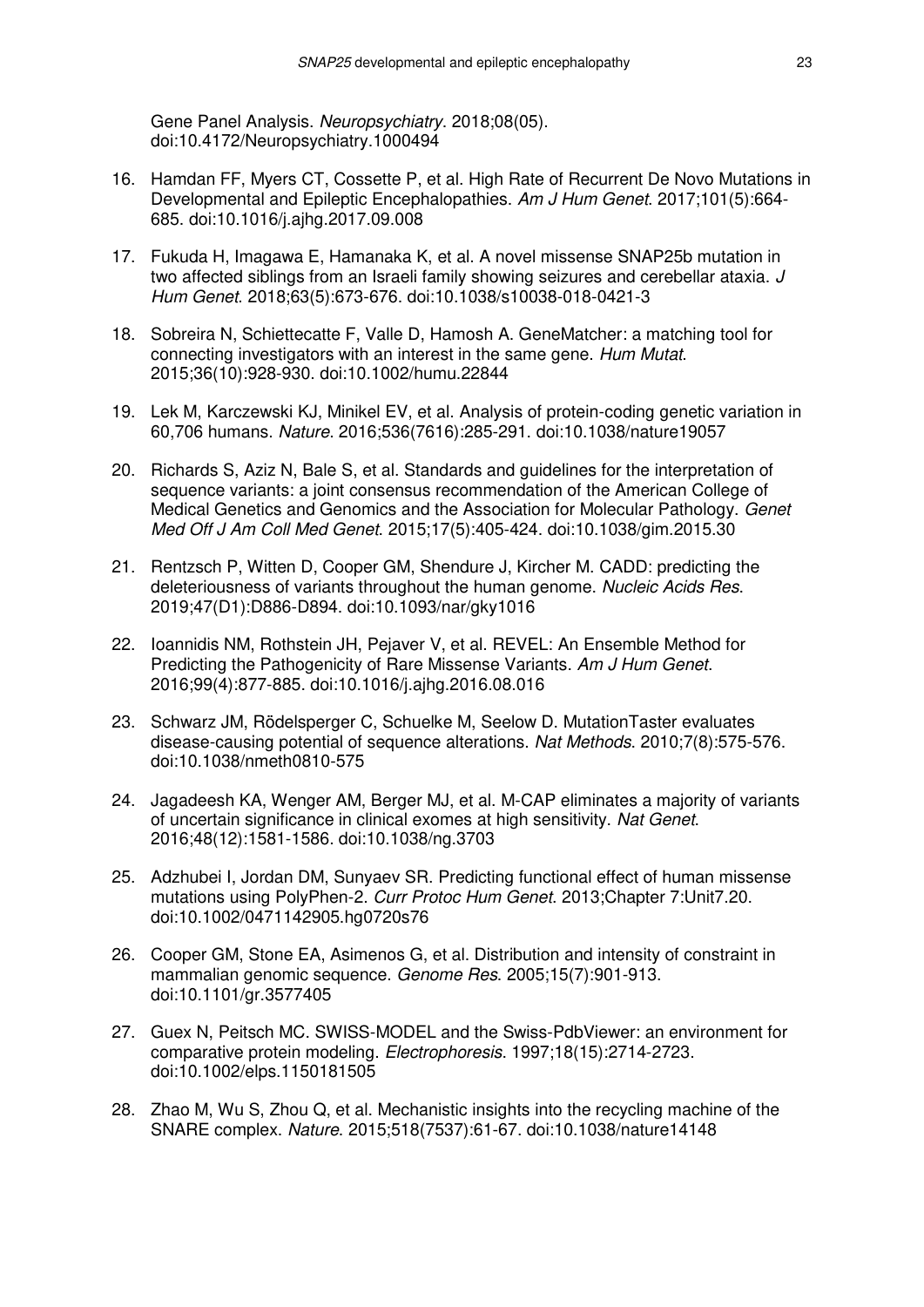Gene Panel Analysis. *Neuropsychiatry*. 2018;08(05). doi:10.4172/Neuropsychiatry.1000494

16. Hamdan FF, Myers CT, Cossette P, et al. High Rate of Recurrent De Novo Mutations in Developmental and Epileptic Encephalopathies. *Am J Hum Genet*. 2017;101(5):664-685. doi:10.1016/j.ajhg.2017.09.008
17. Fukuda H, Imagawa E, Hamanaka K, et al. A novel missense SNAP25b mutation in two affected siblings from an Israeli family showing seizures and cerebellar ataxia. *J Hum Genet*. 2018;63(5):673-676. doi:10.1038/s10038-018-0421-3
18. Sobreira N, Schiettecatte F, Valle D, Hamosh A. GeneMatcher: a matching tool for connecting investigators with an interest in the same gene. *Hum Mutat*. 2015;36(10):928-930. doi:10.1002/humu.22844
19. Lek M, Karczewski KJ, Minikel EV, et al. Analysis of protein-coding genetic variation in 60,706 humans. *Nature*. 2016;536(7616):285-291. doi:10.1038/nature19057
20. Richards S, Aziz N, Bale S, et al. Standards and guidelines for the interpretation of sequence variants: a joint consensus recommendation of the American College of Medical Genetics and Genomics and the Association for Molecular Pathology. *Genet Med Off J Am Coll Med Genet*. 2015;17(5):405-424. doi:10.1038/gim.2015.30
21. Rentzsch P, Witten D, Cooper GM, Shendure J, Kircher M. CADD: predicting the deleteriousness of variants throughout the human genome. *Nucleic Acids Res*. 2019;47(D1):D886-D894. doi:10.1093/nar/gky1016
22. Ioannidis NM, Rothstein JH, Pejaver V, et al. REVEL: An Ensemble Method for Predicting the Pathogenicity of Rare Missense Variants. *Am J Hum Genet*. 2016;99(4):877-885. doi:10.1016/j.ajhg.2016.08.016
23. Schwarz JM, Rödelsperger C, Schuelke M, Seelow D. MutationTaster evaluates disease-causing potential of sequence alterations. *Nat Methods*. 2010;7(8):575-576. doi:10.1038/nmeth0810-575
24. Jagadeesh KA, Wenger AM, Berger MJ, et al. M-CAP eliminates a majority of variants of uncertain significance in clinical exomes at high sensitivity. *Nat Genet*. 2016;48(12):1581-1586. doi:10.1038/ng.3703
25. Adzhubei I, Jordan DM, Sunyaev SR. Predicting functional effect of human missense mutations using PolyPhen-2. *Curr Protoc Hum Genet*. 2013;Chapter 7:Unit7.20. doi:10.1002/0471142905.hg0720s76
26. Cooper GM, Stone EA, Asimenos G, et al. Distribution and intensity of constraint in mammalian genomic sequence. *Genome Res*. 2005;15(7):901-913. doi:10.1101/gr.3577405
27. Guex N, Peitsch MC. SWISS-MODEL and the Swiss-PdbViewer: an environment for comparative protein modeling. *Electrophoresis*. 1997;18(15):2714-2723. doi:10.1002/elps.1150181505
28. Zhao M, Wu S, Zhou Q, et al. Mechanistic insights into the recycling machine of the SNARE complex. *Nature*. 2015;518(7537):61-67. doi:10.1038/nature14148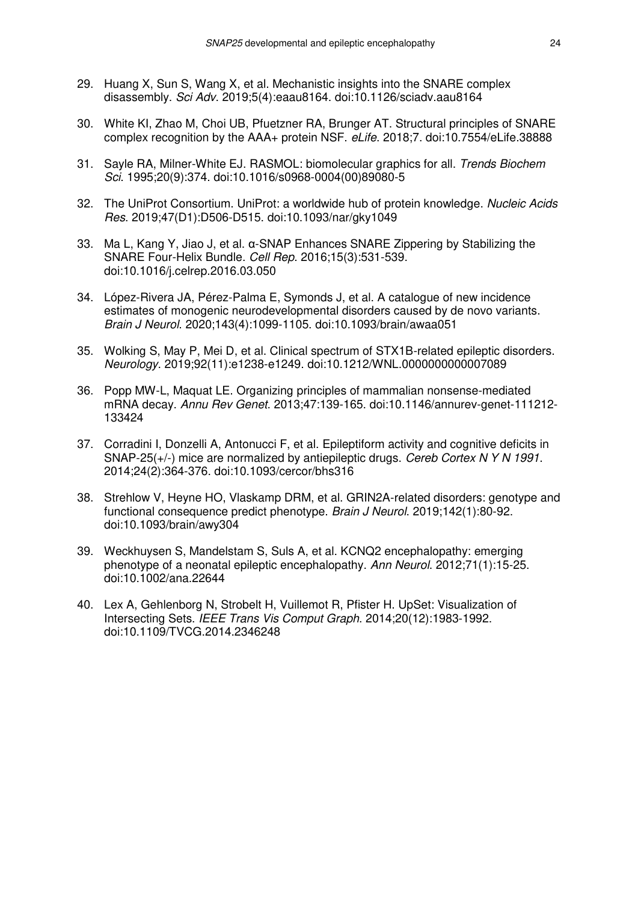29. Huang X, Sun S, Wang X, et al. Mechanistic insights into the SNARE complex disassembly. *Sci Adv*. 2019;5(4):eaau8164. doi:10.1126/sciadv.aau8164

30. White KI, Zhao M, Choi UB, Pfuetzner RA, Brunger AT. Structural principles of SNARE complex recognition by the AAA+ protein NSF. *eLife*. 2018;7. doi:10.7554/eLife.38888

31. Sayle RA, Milner-White EJ. RASMOL: biomolecular graphics for all. *Trends Biochem Sci*. 1995;20(9):374. doi:10.1016/s0968-0004(00)89080-5

32. The UniProt Consortium. UniProt: a worldwide hub of protein knowledge. *Nucleic Acids Res*. 2019;47(D1):D506-D515. doi:10.1093/nar/gky1049

33. Ma L, Kang Y, Jiao J, et al. α-SNAP Enhances SNARE Zippering by Stabilizing the SNARE Four-Helix Bundle. *Cell Rep*. 2016;15(3):531-539. doi:10.1016/j.celrep.2016.03.050

34. López-Rivera JA, Pérez-Palma E, Symonds J, et al. A catalogue of new incidence estimates of monogenic neurodevelopmental disorders caused by de novo variants. *Brain J Neurol*. 2020;143(4):1099-1105. doi:10.1093/brain/awaa051

35. Wolking S, May P, Mei D, et al. Clinical spectrum of STX1B-related epileptic disorders. *Neurology*. 2019;92(11):e1238-e1249. doi:10.1212/WNL.0000000000007089

36. Popp MW-L, Maquat LE. Organizing principles of mammalian nonsense-mediated mRNA decay. *Annu Rev Genet*. 2013;47:139-165. doi:10.1146/annurev-genet-111212-133424

37. Corradini I, Donzelli A, Antonucci F, et al. Epileptiform activity and cognitive deficits in SNAP-25(+/-) mice are normalized by antiepileptic drugs. *Cereb Cortex N Y N 1991*. 2014;24(2):364-376. doi:10.1093/cercor/bhs316

38. Strehlow V, Heyne HO, Vlaskamp DRM, et al. GRIN2A-related disorders: genotype and functional consequence predict phenotype. *Brain J Neurol*. 2019;142(1):80-92. doi:10.1093/brain/awy304

39. Weckhuysen S, Mandelstam S, Suls A, et al. KCNQ2 encephalopathy: emerging phenotype of a neonatal epileptic encephalopathy. *Ann Neurol*. 2012;71(1):15-25. doi:10.1002/ana.22644

40. Lex A, Gehlenborg N, Strobelt H, Vuillemot R, Pfister H. UpSet: Visualization of Intersecting Sets. *IEEE Trans Vis Comput Graph*. 2014;20(12):1983-1992. doi:10.1109/TVCG.2014.2346248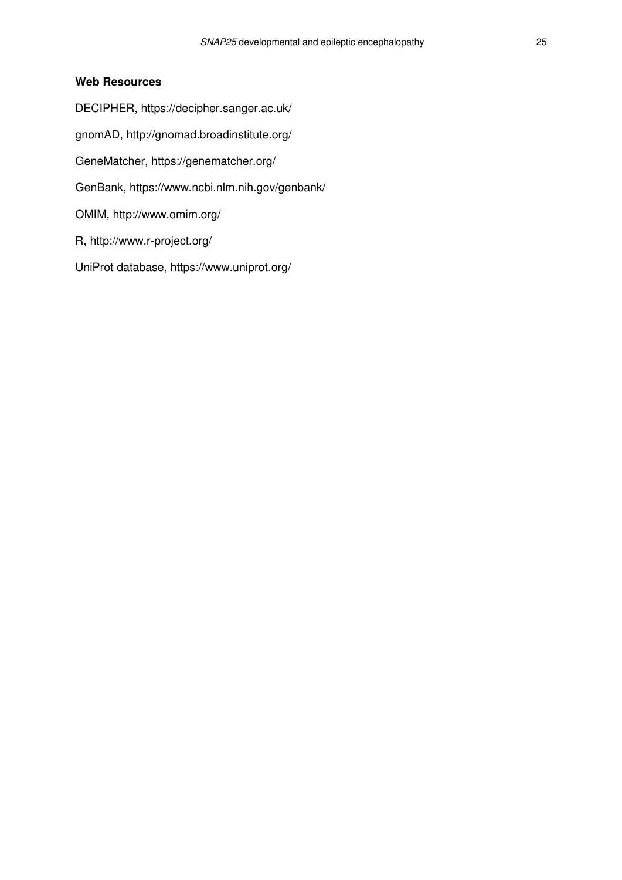**Web Resources**

DECIPHER, https://decipher.sanger.ac.uk/

gnomAD, http://gnomad.broadinstitute.org/

GeneMatcher, https://genematcher.org/

GenBank, https://www.ncbi.nlm.nih.gov/genbank/

OMIM, http://www.omim.org/

R, http://www.r-project.org/

UniProt database, https://www.uniprot.org/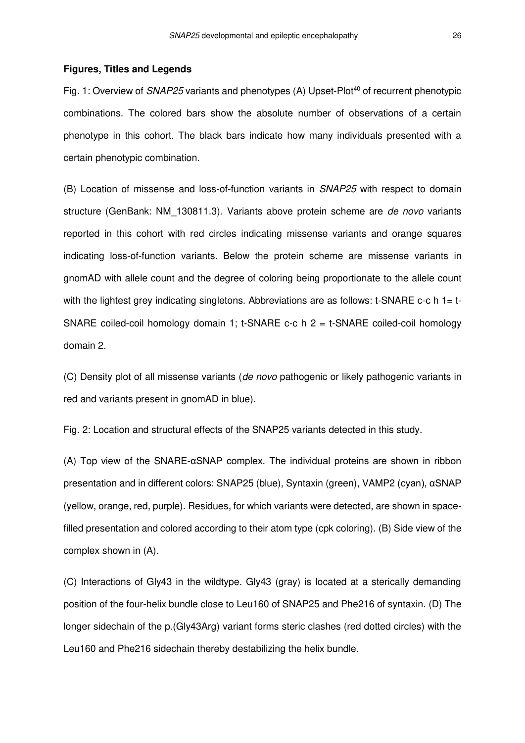**Figures, Titles and Legends**

Fig. 1: Overview of *SNAP25* variants and phenotypes (A) Upset-Plot[40] of recurrent phenotypic combinations. The colored bars show the absolute number of observations of a certain phenotype in this cohort. The black bars indicate how many individuals presented with a certain phenotypic combination.

(B) Location of missense and loss-of-function variants in *SNAP25* with respect to domain structure (GenBank: NM_130811.3). Variants above protein scheme are *de novo* variants reported in this cohort with red circles indicating missense variants and orange squares indicating loss-of-function variants. Below the protein scheme are missense variants in gnomAD with allele count and the degree of coloring being proportionate to the allele count with the lightest grey indicating singletons. Abbreviations are as follows: t-SNARE c-c h 1= t-SNARE coiled-coil homology domain 1; t-SNARE c-c h 2 = t-SNARE coiled-coil homology domain 2.

(C) Density plot of all missense variants (*de novo* pathogenic or likely pathogenic variants in red and variants present in gnomAD in blue).

Fig. 2: Location and structural effects of the SNAP25 variants detected in this study.

(A) Top view of the SNARE-αSNAP complex. The individual proteins are shown in ribbon presentation and in different colors: SNAP25 (blue), Syntaxin (green), VAMP2 (cyan), αSNAP (yellow, orange, red, purple). Residues, for which variants were detected, are shown in space-filled presentation and colored according to their atom type (cpk coloring). (B) Side view of the complex shown in (A).

(C) Interactions of Gly43 in the wildtype. Gly43 (gray) is located at a sterically demanding position of the four-helix bundle close to Leu160 of SNAP25 and Phe216 of syntaxin. (D) The longer sidechain of the p.(Gly43Arg) variant forms steric clashes (red dotted circles) with the Leu160 and Phe216 sidechain thereby destabilizing the helix bundle.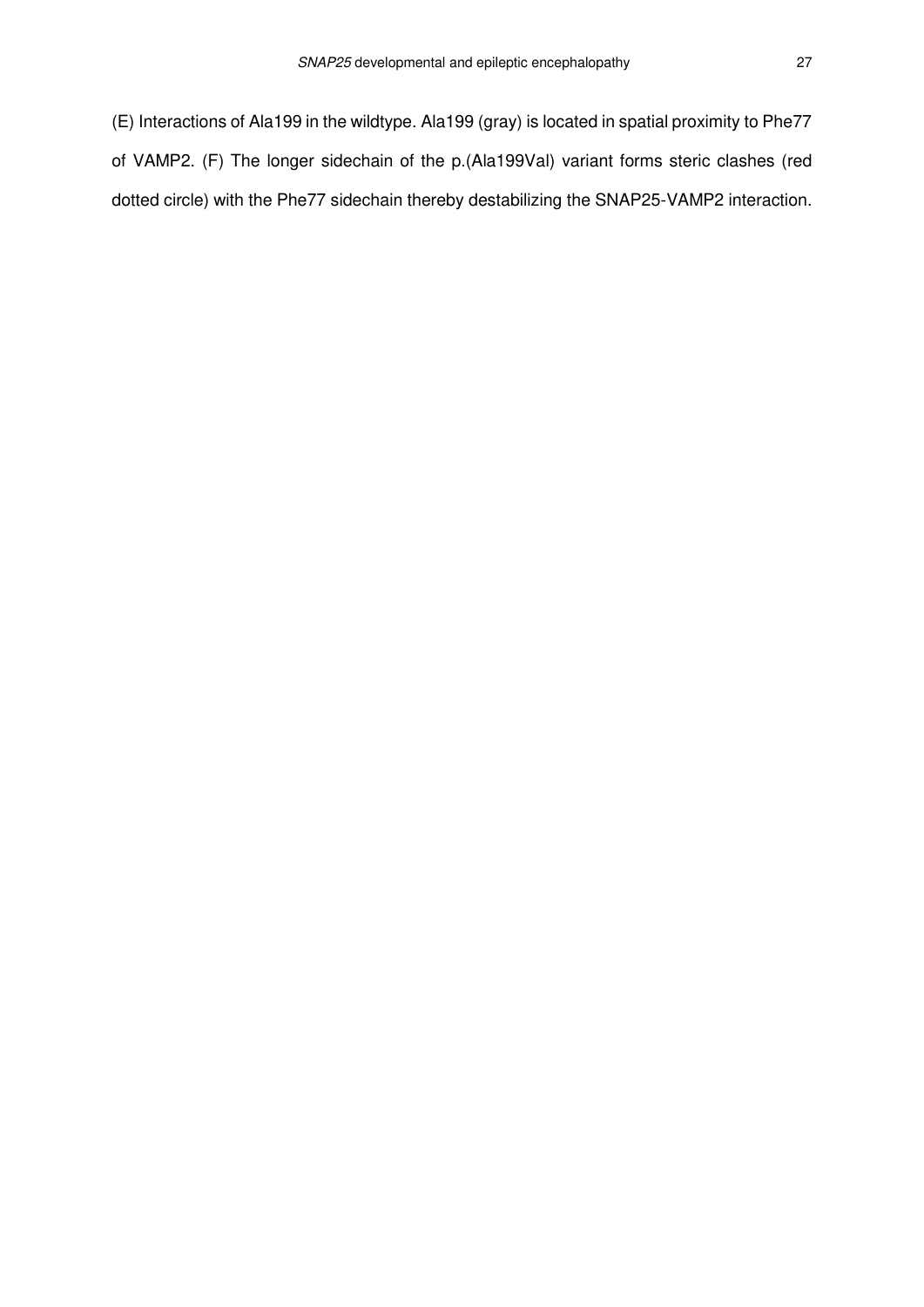(E) Interactions of Ala199 in the wildtype. Ala199 (gray) is located in spatial proximity to Phe77 of VAMP2. (F) The longer sidechain of the p.(Ala199Val) variant forms steric clashes (red dotted circle) with the Phe77 sidechain thereby destabilizing the SNAP25-VAMP2 interaction.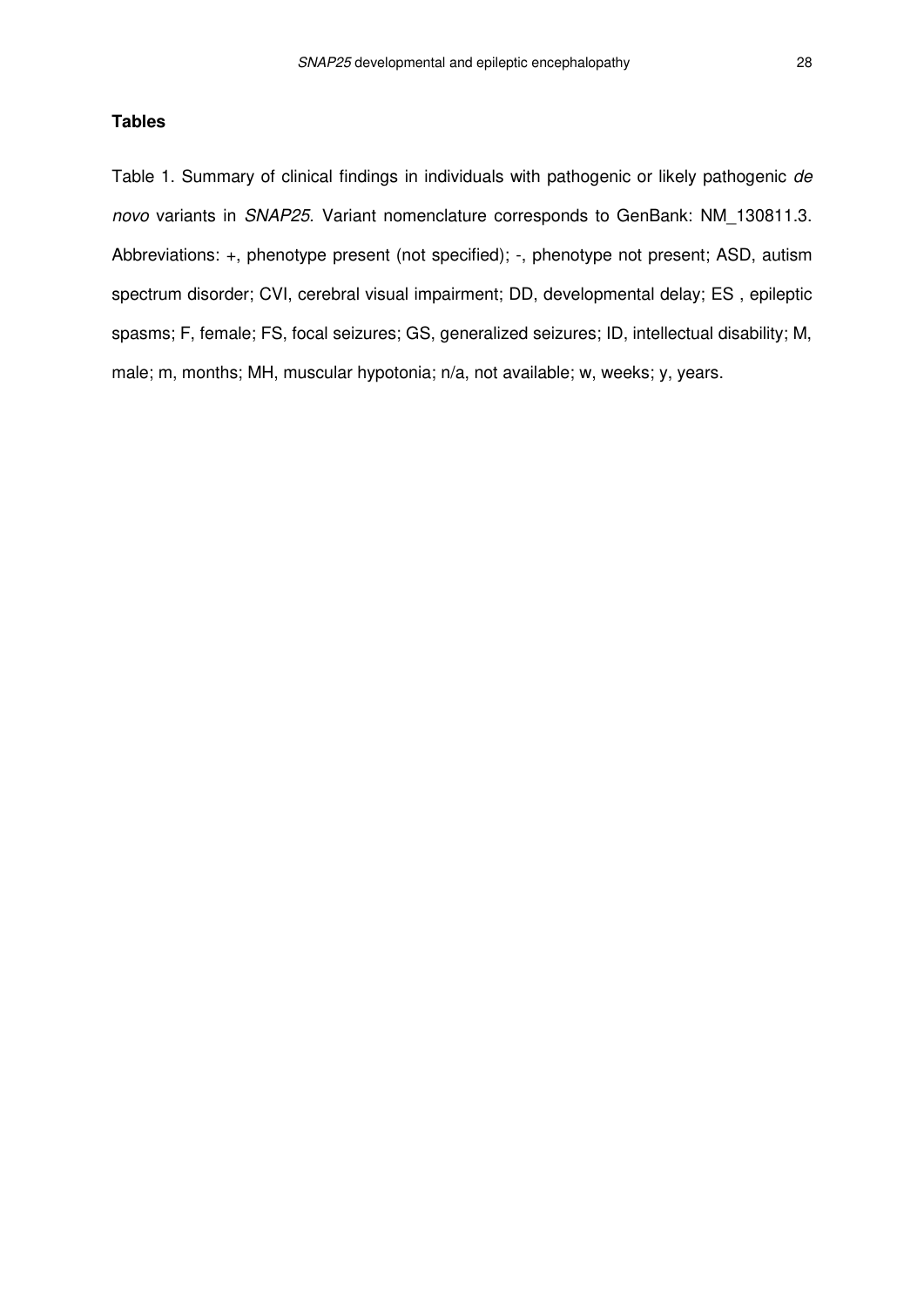## Tables

Table 1. Summary of clinical findings in individuals with pathogenic or likely pathogenic *de novo* variants in *SNAP25*. Variant nomenclature corresponds to GenBank: NM_130811.3. Abbreviations: +, phenotype present (not specified); -, phenotype not present; ASD, autism spectrum disorder; CVI, cerebral visual impairment; DD, developmental delay; ES , epileptic spasms; F, female; FS, focal seizures; GS, generalized seizures; ID, intellectual disability; M, male; m, months; MH, muscular hypotonia; n/a, not available; w, weeks; y, years.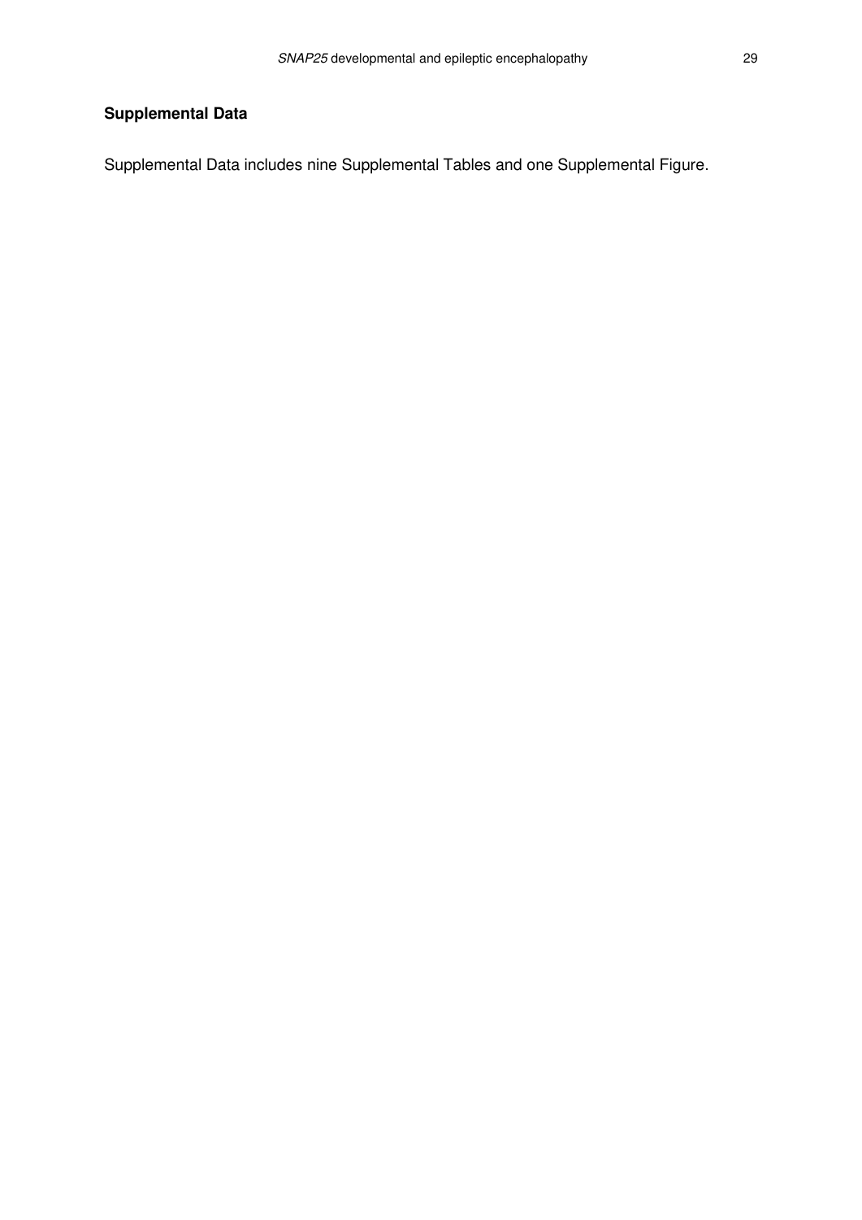**Supplemental Data**

Supplemental Data includes nine Supplemental Tables and one Supplemental Figure.